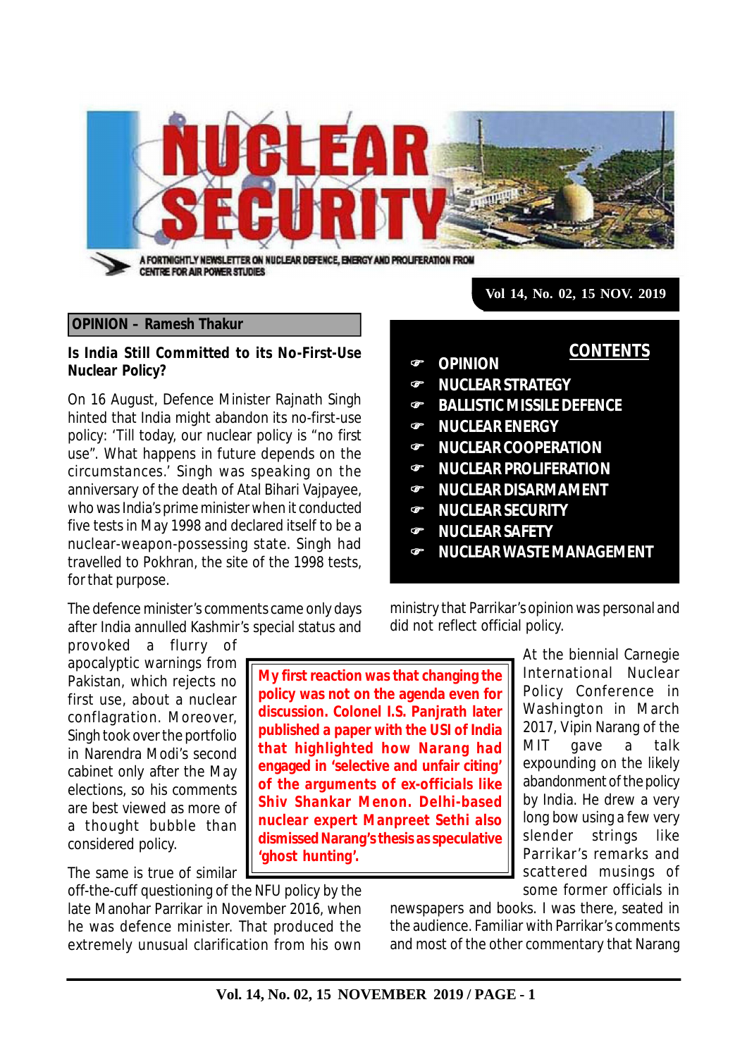# NUCLEAR SECURITY

A FORTNIGHTLY NEWSLETTER ON NUCLEAR DEFENCE, ENERGY AND PROLIFERATION FROM CENTRE FOR AIR POWER STUDIES

Vol 14, No. 02, 15 NOV. 2019

**CONTENTS**

- OPINION
- NUCLEAR STRATEGY
- BALLISTIC MISSILE DEFENCE
- NUCLEAR ENERGY
- NUCLEAR COOPERATION
- NUCLEAR PROLIFERATION
- NUCLEAR DISARMAMENT
- NUCLEAR SECURITY
- NUCLEAR SAFETY
- NUCLEAR WASTE MANAGEMENT

## OPINION – Ramesh Thakur

### Is India Still Committed to its No-First-Use Nuclear Policy?

On 16 August, Defence Minister Rajnath Singh hinted that India might abandon its no-first-use policy: 'Till today, our nuclear policy is "no first use". What happens in future depends on the circumstances.' Singh was speaking on the anniversary of the death of Atal Bihari Vajpayee, who was India's prime minister when it conducted five tests in May 1998 and declared itself to be a nuclear-weapon-possessing state. Singh had travelled to Pokhran, the site of the 1998 tests, for that purpose.

The defence minister's comments came only days after India annulled Kashmir's special status and provoked a flurry of apocalyptic warnings from Pakistan, which rejects no first use, about a nuclear conflagration. Moreover, Singh took over the portfolio in Narendra Modi's second cabinet only after the May elections, so his comments are best viewed as more of a thought bubble than considered policy.

**My first reaction was that changing the policy was not on the agenda even for discussion. Colonel I.S. Panjrath later published a paper with the USI of India that highlighted how Narang had engaged in 'selective and unfair citing' of the arguments of ex-officials like Shiv Shankar Menon. Delhi-based nuclear expert Manpreet Sethi also dismissed Narang's thesis as speculative 'ghost hunting'.**

The same is true of similar off-the-cuff questioning of the NFU policy by the late Manohar Parrikar in November 2016, when he was defence minister. That produced the extremely unusual clarification from his own ministry that Parrikar's opinion was personal and did not reflect official policy.

At the biennial Carnegie International Nuclear Policy Conference in Washington in March 2017, Vipin Narang of the MIT gave a talk expounding on the likely abandonment of the policy by India. He drew a very long bow using a few very slender strings like Parrikar's remarks and scattered musings of some former officials in newspapers and books. I was there, seated in the audience. Familiar with Parrikar's comments and most of the other commentary that Narang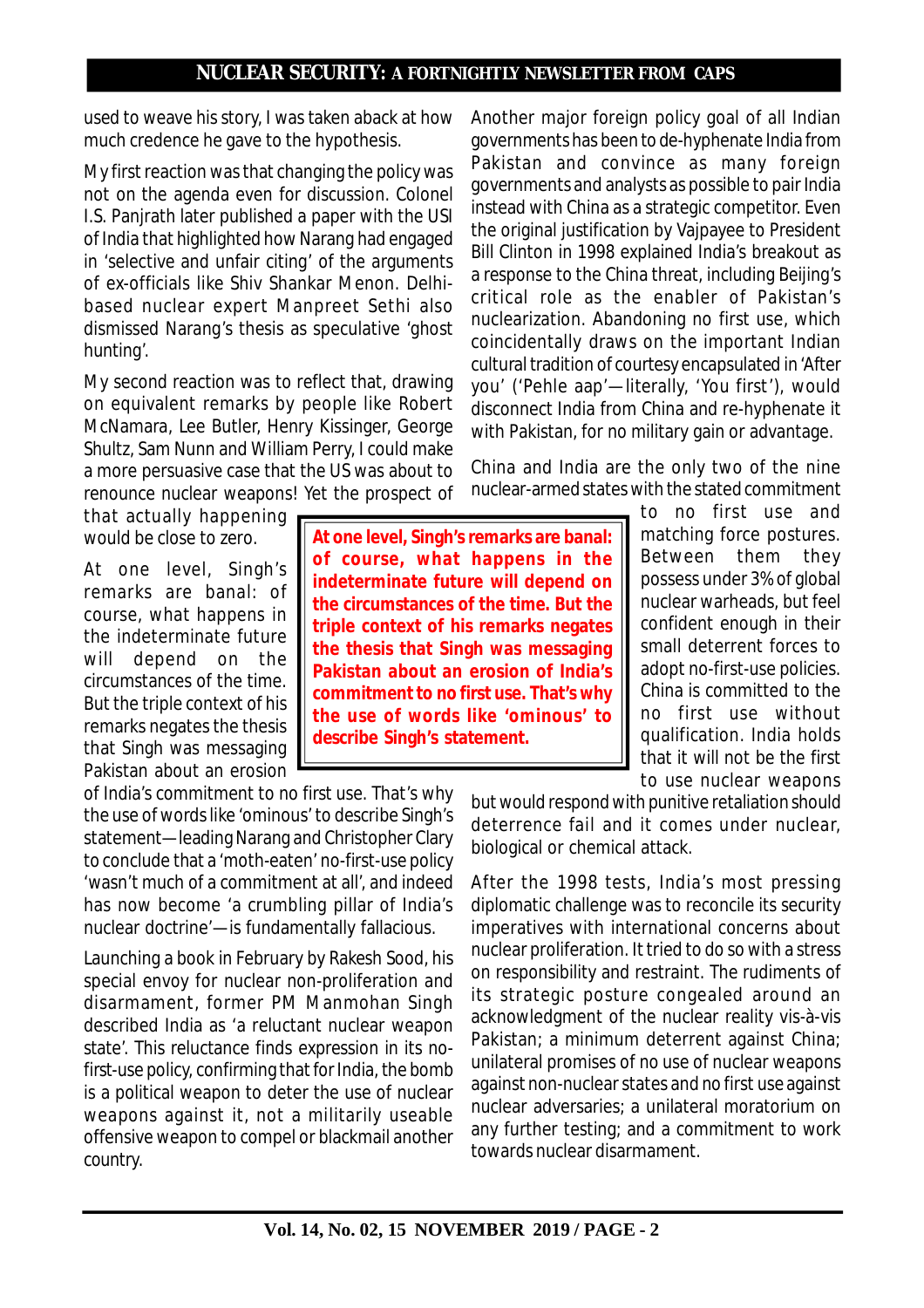used to weave his story, I was taken aback at how much credence he gave to the hypothesis.

My first reaction was that changing the policy was not on the agenda even for discussion. Colonel I.S. Panjrath later published a paper with the USI of India that highlighted how Narang had engaged in 'selective and unfair citing' of the arguments of ex-officials like Shiv Shankar Menon. Delhi-based nuclear expert Manpreet Sethi also dismissed Narang's thesis as speculative 'ghost hunting'.

My second reaction was to reflect that, drawing on equivalent remarks by people like Robert McNamara, Lee Butler, Henry Kissinger, George Shultz, Sam Nunn and William Perry, I could make a more persuasive case that the US was about to renounce nuclear weapons! Yet the prospect of that actually happening would be close to zero.

At one level, Singh's remarks are banal: of course, what happens in the indeterminate future will depend on the circumstances of the time. But the triple context of his remarks negates the thesis that Singh was messaging Pakistan about an erosion of India's commitment to no first use. That's why the use of words like 'ominous' to describe Singh's statement—leading Narang and Christopher Clary to conclude that a 'moth-eaten' no-first-use policy 'wasn't much of a commitment at all', and indeed has now become 'a crumbling pillar of India's nuclear doctrine'—is fundamentally fallacious.

> **At one level, Singh's remarks are banal: of course, what happens in the indeterminate future will depend on the circumstances of the time. But the triple context of his remarks negates the thesis that Singh was messaging Pakistan about an erosion of India's commitment to no first use. That's why the use of words like 'ominous' to describe Singh's statement.**

Launching a book in February by Rakesh Sood, his special envoy for nuclear non-proliferation and disarmament, former PM Manmohan Singh described India as 'a reluctant nuclear weapon state'. This reluctance finds expression in its no-first-use policy, confirming that for India, the bomb is a political weapon to deter the use of nuclear weapons against it, not a militarily useable offensive weapon to compel or blackmail another country.

Another major foreign policy goal of all Indian governments has been to de-hyphenate India from Pakistan and convince as many foreign governments and analysts as possible to pair India instead with China as a strategic competitor. Even the original justification by Vajpayee to President Bill Clinton in 1998 explained India's breakout as a response to the China threat, including Beijing's critical role as the enabler of Pakistan's nuclearization. Abandoning no first use, which coincidentally draws on the important Indian cultural tradition of courtesy encapsulated in 'After you' ('Pehle aap'—literally, 'You first'), would disconnect India from China and re-hyphenate it with Pakistan, for no military gain or advantage.

China and India are the only two of the nine nuclear-armed states with the stated commitment to no first use and matching force postures. Between them they possess under 3% of global nuclear warheads, but feel confident enough in their small deterrent forces to adopt no-first-use policies. China is committed to the no first use without qualification. India holds that it will not be the first to use nuclear weapons but would respond with punitive retaliation should deterrence fail and it comes under nuclear, biological or chemical attack.

After the 1998 tests, India's most pressing diplomatic challenge was to reconcile its security imperatives with international concerns about nuclear proliferation. It tried to do so with a stress on responsibility and restraint. The rudiments of its strategic posture congealed around an acknowledgment of the nuclear reality vis-à-vis Pakistan; a minimum deterrent against China; unilateral promises of no use of nuclear weapons against non-nuclear states and no first use against nuclear adversaries; a unilateral moratorium on any further testing; and a commitment to work towards nuclear disarmament.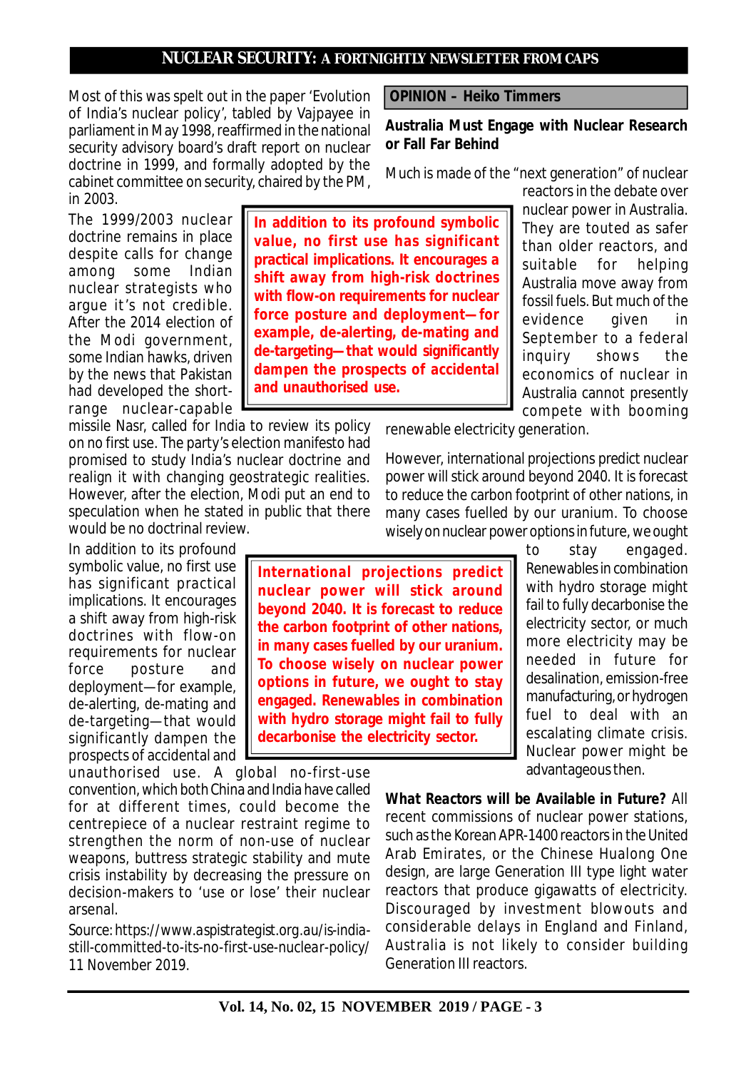Most of this was spelt out in the paper 'Evolution of India's nuclear policy', tabled by Vajpayee in parliament in May 1998, reaffirmed in the national security advisory board's draft report on nuclear doctrine in 1999, and formally adopted by the cabinet committee on security, chaired by the PM, in 2003.

The 1999/2003 nuclear doctrine remains in place despite calls for change among some Indian nuclear strategists who argue it's not credible. After the 2014 election of the Modi government, some Indian hawks, driven by the news that Pakistan had developed the short-range nuclear-capable missile Nasr, called for India to review its policy on no first use. The party's election manifesto had promised to study India's nuclear doctrine and realign it with changing geostrategic realities. However, after the election, Modi put an end to speculation when he stated in public that there would be no doctrinal review.

> **In addition to its profound symbolic value, no first use has significant practical implications. It encourages a shift away from high-risk doctrines with flow-on requirements for nuclear force posture and deployment—for example, de-alerting, de-mating and de-targeting—that would significantly dampen the prospects of accidental and unauthorised use.**

In addition to its profound symbolic value, no first use has significant practical implications. It encourages a shift away from high-risk doctrines with flow-on requirements for nuclear force posture and deployment—for example, de-alerting, de-mating and de-targeting—that would significantly dampen the prospects of accidental and unauthorised use. A global no-first-use convention, which both China and India have called for at different times, could become the centrepiece of a nuclear restraint regime to strengthen the norm of non-use of nuclear weapons, buttress strategic stability and mute crisis instability by decreasing the pressure on decision-makers to 'use or lose' their nuclear arsenal.

Source: https://www.aspistrategist.org.au/is-india-still-committed-to-its-no-first-use-nuclear-policy/ 11 November 2019.

## OPINION – Heiko Timmers

### Australia Must Engage with Nuclear Research or Fall Far Behind

Much is made of the "next generation" of nuclear reactors in the debate over nuclear power in Australia. They are touted as safer than older reactors, and suitable for helping Australia move away from fossil fuels. But much of the evidence given in September to a federal inquiry shows the economics of nuclear in Australia cannot presently compete with booming renewable electricity generation.

However, international projections predict nuclear power will stick around beyond 2040. It is forecast to reduce the carbon footprint of other nations, in many cases fuelled by our uranium. To choose wisely on nuclear power options in future, we ought to stay engaged. Renewables in combination with hydro storage might fail to fully decarbonise the electricity sector, or much more electricity may be needed in future for desalination, emission-free manufacturing, or hydrogen fuel to deal with an escalating climate crisis. Nuclear power might be advantageous then.

> **International projections predict nuclear power will stick around beyond 2040. It is forecast to reduce the carbon footprint of other nations, in many cases fuelled by our uranium. To choose wisely on nuclear power options in future, we ought to stay engaged. Renewables in combination with hydro storage might fail to fully decarbonise the electricity sector.**

**What Reactors will be Available in Future?** All recent commissions of nuclear power stations, such as the Korean APR-1400 reactors in the United Arab Emirates, or the Chinese Hualong One design, are large Generation III type light water reactors that produce gigawatts of electricity. Discouraged by investment blowouts and considerable delays in England and Finland, Australia is not likely to consider building Generation III reactors.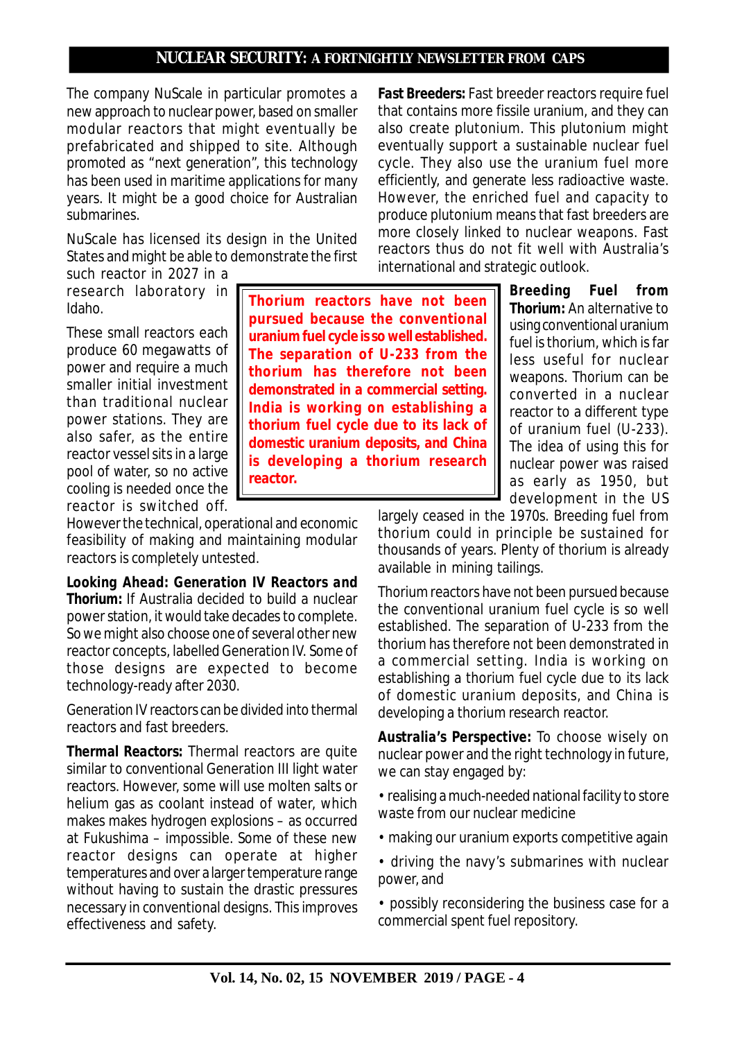The company NuScale in particular promotes a new approach to nuclear power, based on smaller modular reactors that might eventually be prefabricated and shipped to site. Although promoted as "next generation", this technology has been used in maritime applications for many years. It might be a good choice for Australian submarines.

NuScale has licensed its design in the United States and might be able to demonstrate the first such reactor in 2027 in a research laboratory in Idaho.

These small reactors each produce 60 megawatts of power and require a much smaller initial investment than traditional nuclear power stations. They are also safer, as the entire reactor vessel sits in a large pool of water, so no active cooling is needed once the reactor is switched off. However the technical, operational and economic feasibility of making and maintaining modular reactors is completely untested.

**Thorium reactors have not been pursued because the conventional uranium fuel cycle is so well established. The separation of U-233 from the thorium has therefore not been demonstrated in a commercial setting. India is working on establishing a thorium fuel cycle due to its lack of domestic uranium deposits, and China is developing a thorium research reactor.**

**Looking Ahead: Generation IV Reactors and Thorium:** If Australia decided to build a nuclear power station, it would take decades to complete. So we might also choose one of several other new reactor concepts, labelled Generation IV. Some of those designs are expected to become technology-ready after 2030.

Generation IV reactors can be divided into thermal reactors and fast breeders.

**Thermal Reactors:** Thermal reactors are quite similar to conventional Generation III light water reactors. However, some will use molten salts or helium gas as coolant instead of water, which makes makes hydrogen explosions – as occurred at Fukushima – impossible. Some of these new reactor designs can operate at higher temperatures and over a larger temperature range without having to sustain the drastic pressures necessary in conventional designs. This improves effectiveness and safety.

**Fast Breeders:** Fast breeder reactors require fuel that contains more fissile uranium, and they can also create plutonium. This plutonium might eventually support a sustainable nuclear fuel cycle. They also use the uranium fuel more efficiently, and generate less radioactive waste. However, the enriched fuel and capacity to produce plutonium means that fast breeders are more closely linked to nuclear weapons. Fast reactors thus do not fit well with Australia's international and strategic outlook.

**Breeding Fuel from Thorium:** An alternative to using conventional uranium fuel is thorium, which is far less useful for nuclear weapons. Thorium can be converted in a nuclear reactor to a different type of uranium fuel (U-233). The idea of using this for nuclear power was raised as early as 1950, but development in the US largely ceased in the 1970s. Breeding fuel from thorium could in principle be sustained for thousands of years. Plenty of thorium is already available in mining tailings.

Thorium reactors have not been pursued because the conventional uranium fuel cycle is so well established. The separation of U-233 from the thorium has therefore not been demonstrated in a commercial setting. India is working on establishing a thorium fuel cycle due to its lack of domestic uranium deposits, and China is developing a thorium research reactor.

**Australia's Perspective:** To choose wisely on nuclear power and the right technology in future, we can stay engaged by:

- realising a much-needed national facility to store waste from our nuclear medicine
- making our uranium exports competitive again
- driving the navy's submarines with nuclear power, and
- possibly reconsidering the business case for a commercial spent fuel repository.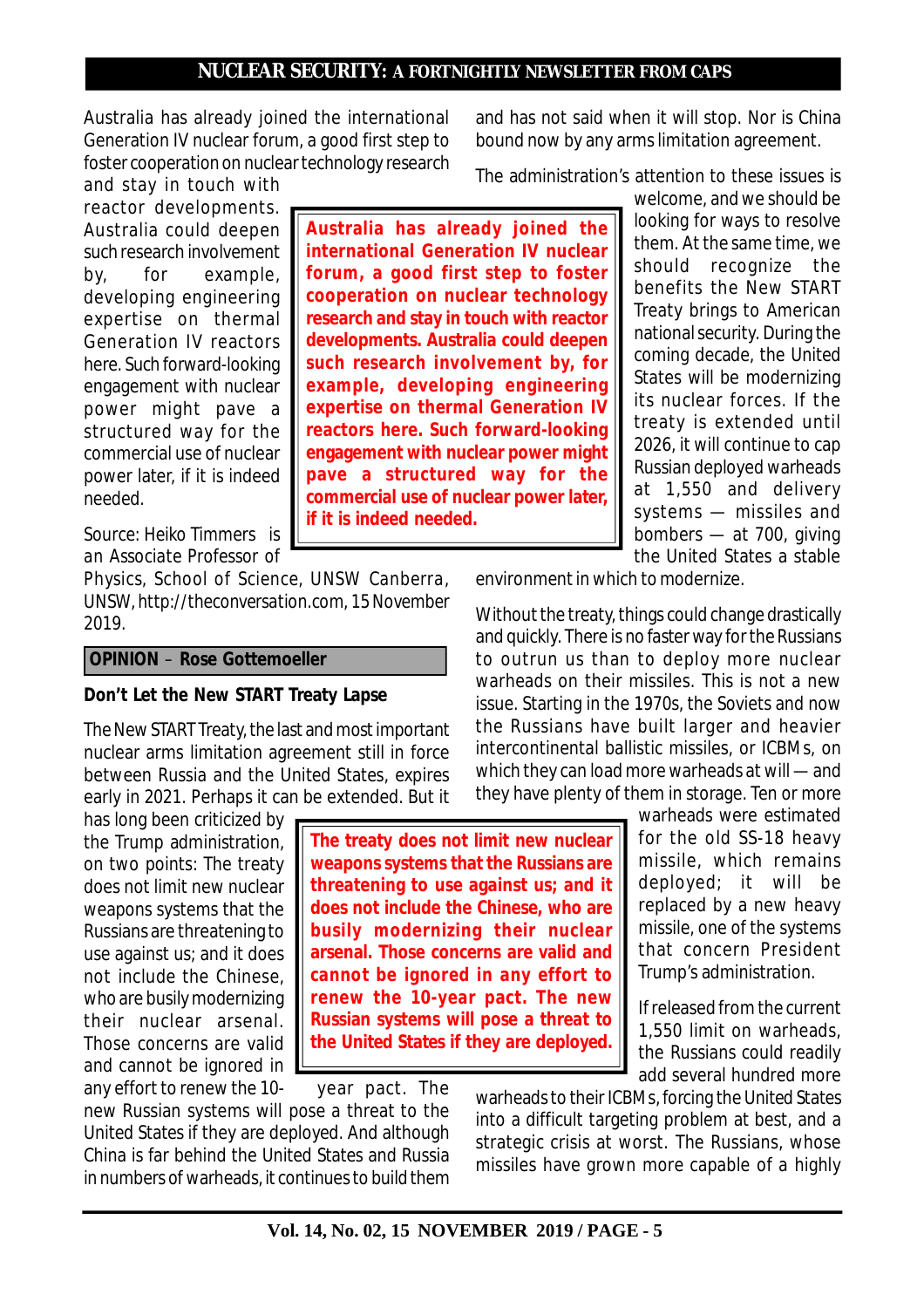Australia has already joined the international Generation IV nuclear forum, a good first step to foster cooperation on nuclear technology research and stay in touch with reactor developments. Australia could deepen such research involvement by, for example, developing engineering expertise on thermal Generation IV reactors here. Such forward-looking engagement with nuclear power might pave a structured way for the commercial use of nuclear power later, if it is indeed needed.

> **Australia has already joined the international Generation IV nuclear forum, a good first step to foster cooperation on nuclear technology research and stay in touch with reactor developments. Australia could deepen such research involvement by, for example, developing engineering expertise on thermal Generation IV reactors here. Such forward-looking engagement with nuclear power might pave a structured way for the commercial use of nuclear power later, if it is indeed needed.**

Source: Heiko Timmers is an Associate Professor of Physics, School of Science, UNSW Canberra, UNSW, http://theconversation.com, 15 November 2019.

## OPINION – Rose Gottemoeller

### Don't Let the New START Treaty Lapse

The New START Treaty, the last and most important nuclear arms limitation agreement still in force between Russia and the United States, expires early in 2021. Perhaps it can be extended. But it has long been criticized by the Trump administration, on two points: The treaty does not limit new nuclear weapons systems that the Russians are threatening to use against us; and it does not include the Chinese, who are busily modernizing their nuclear arsenal. Those concerns are valid and cannot be ignored in any effort to renew the 10-year pact. The new Russian systems will pose a threat to the United States if they are deployed. And although China is far behind the United States and Russia in numbers of warheads, it continues to build them and has not said when it will stop. Nor is China bound now by any arms limitation agreement.

> **The treaty does not limit new nuclear weapons systems that the Russians are threatening to use against us; and it does not include the Chinese, who are busily modernizing their nuclear arsenal. Those concerns are valid and cannot be ignored in any effort to renew the 10-year pact. The new Russian systems will pose a threat to the United States if they are deployed.**

The administration's attention to these issues is welcome, and we should be looking for ways to resolve them. At the same time, we should recognize the benefits the New START Treaty brings to American national security. During the coming decade, the United States will be modernizing its nuclear forces. If the treaty is extended until 2026, it will continue to cap Russian deployed warheads at 1,550 and delivery systems — missiles and bombers — at 700, giving the United States a stable environment in which to modernize.

Without the treaty, things could change drastically and quickly. There is no faster way for the Russians to outrun us than to deploy more nuclear warheads on their missiles. This is not a new issue. Starting in the 1970s, the Soviets and now the Russians have built larger and heavier intercontinental ballistic missiles, or ICBMs, on which they can load more warheads at will — and they have plenty of them in storage. Ten or more warheads were estimated for the old SS-18 heavy missile, which remains deployed; it will be replaced by a new heavy missile, one of the systems that concern President Trump's administration.

If released from the current 1,550 limit on warheads, the Russians could readily add several hundred more warheads to their ICBMs, forcing the United States into a difficult targeting problem at best, and a strategic crisis at worst. The Russians, whose missiles have grown more capable of a highly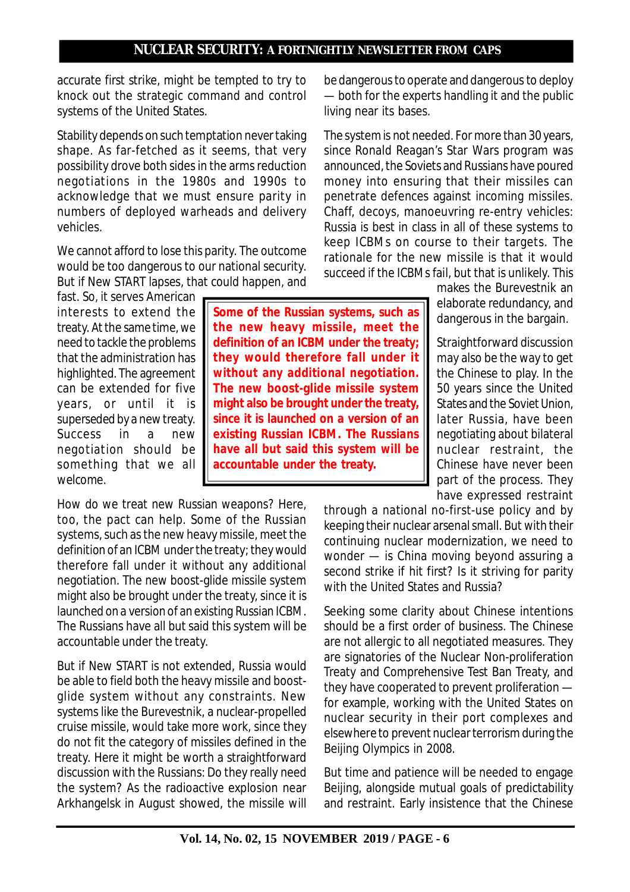accurate first strike, might be tempted to try to knock out the strategic command and control systems of the United States.

Stability depends on such temptation never taking shape. As far-fetched as it seems, that very possibility drove both sides in the arms reduction negotiations in the 1980s and 1990s to acknowledge that we must ensure parity in numbers of deployed warheads and delivery vehicles.

We cannot afford to lose this parity. The outcome would be too dangerous to our national security. But if New START lapses, that could happen, and fast. So, it serves American interests to extend the treaty. At the same time, we need to tackle the problems that the administration has highlighted. The agreement can be extended for five years, or until it is superseded by a new treaty. Success in a new negotiation should be something that we all welcome.

**Some of the Russian systems, such as the new heavy missile, meet the definition of an ICBM under the treaty; they would therefore fall under it without any additional negotiation. The new boost-glide missile system might also be brought under the treaty, since it is launched on a version of an existing Russian ICBM. The Russians have all but said this system will be accountable under the treaty.**

How do we treat new Russian weapons? Here, too, the pact can help. Some of the Russian systems, such as the new heavy missile, meet the definition of an ICBM under the treaty; they would therefore fall under it without any additional negotiation. The new boost-glide missile system might also be brought under the treaty, since it is launched on a version of an existing Russian ICBM. The Russians have all but said this system will be accountable under the treaty.

But if New START is not extended, Russia would be able to field both the heavy missile and boost-glide system without any constraints. New systems like the Burevestnik, a nuclear-propelled cruise missile, would take more work, since they do not fit the category of missiles defined in the treaty. Here it might be worth a straightforward discussion with the Russians: Do they really need the system? As the radioactive explosion near Arkhangelsk in August showed, the missile will be dangerous to operate and dangerous to deploy — both for the experts handling it and the public living near its bases.

The system is not needed. For more than 30 years, since Ronald Reagan's Star Wars program was announced, the Soviets and Russians have poured money into ensuring that their missiles can penetrate defences against incoming missiles. Chaff, decoys, manoeuvring re-entry vehicles: Russia is best in class in all of these systems to keep ICBMs on course to their targets. The rationale for the new missile is that it would succeed if the ICBMs fail, but that is unlikely. This makes the Burevestnik an elaborate redundancy, and dangerous in the bargain.

Straightforward discussion may also be the way to get the Chinese to play. In the 50 years since the United States and the Soviet Union, later Russia, have been negotiating about bilateral nuclear restraint, the Chinese have never been part of the process. They have expressed restraint through a national no-first-use policy and by keeping their nuclear arsenal small. But with their continuing nuclear modernization, we need to wonder — is China moving beyond assuring a second strike if hit first? Is it striving for parity with the United States and Russia?

Seeking some clarity about Chinese intentions should be a first order of business. The Chinese are not allergic to all negotiated measures. They are signatories of the Nuclear Non-proliferation Treaty and Comprehensive Test Ban Treaty, and they have cooperated to prevent proliferation — for example, working with the United States on nuclear security in their port complexes and elsewhere to prevent nuclear terrorism during the Beijing Olympics in 2008.

But time and patience will be needed to engage Beijing, alongside mutual goals of predictability and restraint. Early insistence that the Chinese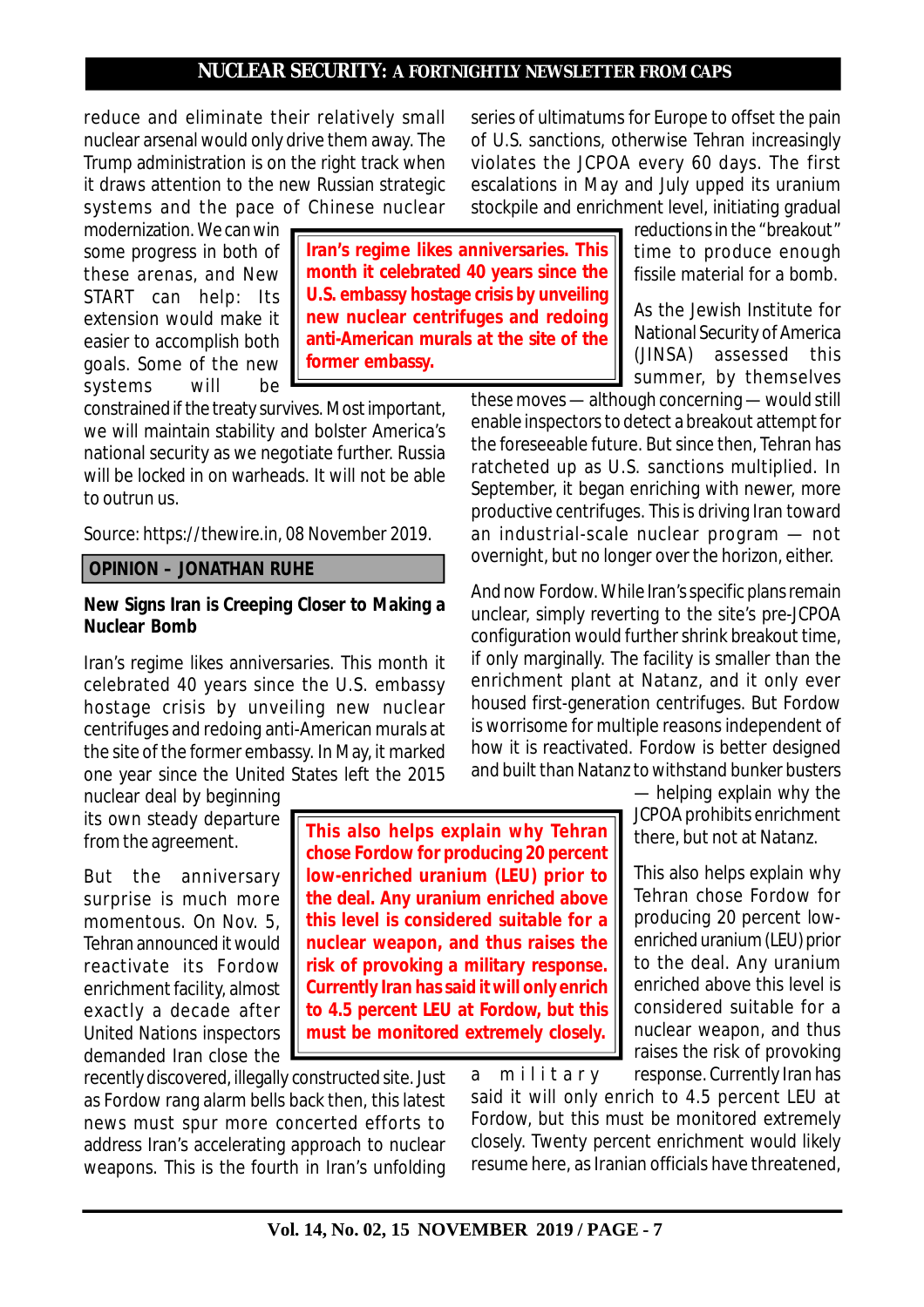reduce and eliminate their relatively small nuclear arsenal would only drive them away. The Trump administration is on the right track when it draws attention to the new Russian strategic systems and the pace of Chinese nuclear modernization. We can win some progress in both of these arenas, and New START can help: Its extension would make it easier to accomplish both goals. Some of the new systems will be constrained if the treaty survives. Most important, we will maintain stability and bolster America's national security as we negotiate further. Russia will be locked in on warheads. It will not be able to outrun us.

Source: https://thewire.in, 08 November 2019.

**OPINION – JONATHAN RUHE**

### New Signs Iran is Creeping Closer to Making a Nuclear Bomb

Iran's regime likes anniversaries. This month it celebrated 40 years since the U.S. embassy hostage crisis by unveiling new nuclear centrifuges and redoing anti-American murals at the site of the former embassy. In May, it marked one year since the United States left the 2015 nuclear deal by beginning its own steady departure from the agreement.

But the anniversary surprise is much more momentous. On Nov. 5, Tehran announced it would reactivate its Fordow enrichment facility, almost exactly a decade after United Nations inspectors demanded Iran close the recently discovered, illegally constructed site. Just as Fordow rang alarm bells back then, this latest news must spur more concerted efforts to address Iran's accelerating approach to nuclear weapons. This is the fourth in Iran's unfolding series of ultimatums for Europe to offset the pain of U.S. sanctions, otherwise Tehran increasingly violates the JCPOA every 60 days. The first escalations in May and July upped its uranium stockpile and enrichment level, initiating gradual reductions in the "breakout" time to produce enough fissile material for a bomb.

As the Jewish Institute for National Security of America (JINSA) assessed this summer, by themselves these moves — although concerning — would still enable inspectors to detect a breakout attempt for the foreseeable future. But since then, Tehran has ratcheted up as U.S. sanctions multiplied. In September, it began enriching with newer, more productive centrifuges. This is driving Iran toward an industrial-scale nuclear program — not overnight, but no longer over the horizon, either.

And now Fordow. While Iran's specific plans remain unclear, simply reverting to the site's pre-JCPOA configuration would further shrink breakout time, if only marginally. The facility is smaller than the enrichment plant at Natanz, and it only ever housed first-generation centrifuges. But Fordow is worrisome for multiple reasons independent of how it is reactivated. Fordow is better designed and built than Natanz to withstand bunker busters — helping explain why the JCPOA prohibits enrichment there, but not at Natanz.

This also helps explain why Tehran chose Fordow for producing 20 percent low-enriched uranium (LEU) prior to the deal. Any uranium enriched above this level is considered suitable for a nuclear weapon, and thus raises the risk of provoking a military response. Currently Iran has said it will only enrich to 4.5 percent LEU at Fordow, but this must be monitored extremely closely. Twenty percent enrichment would likely resume here, as Iranian officials have threatened,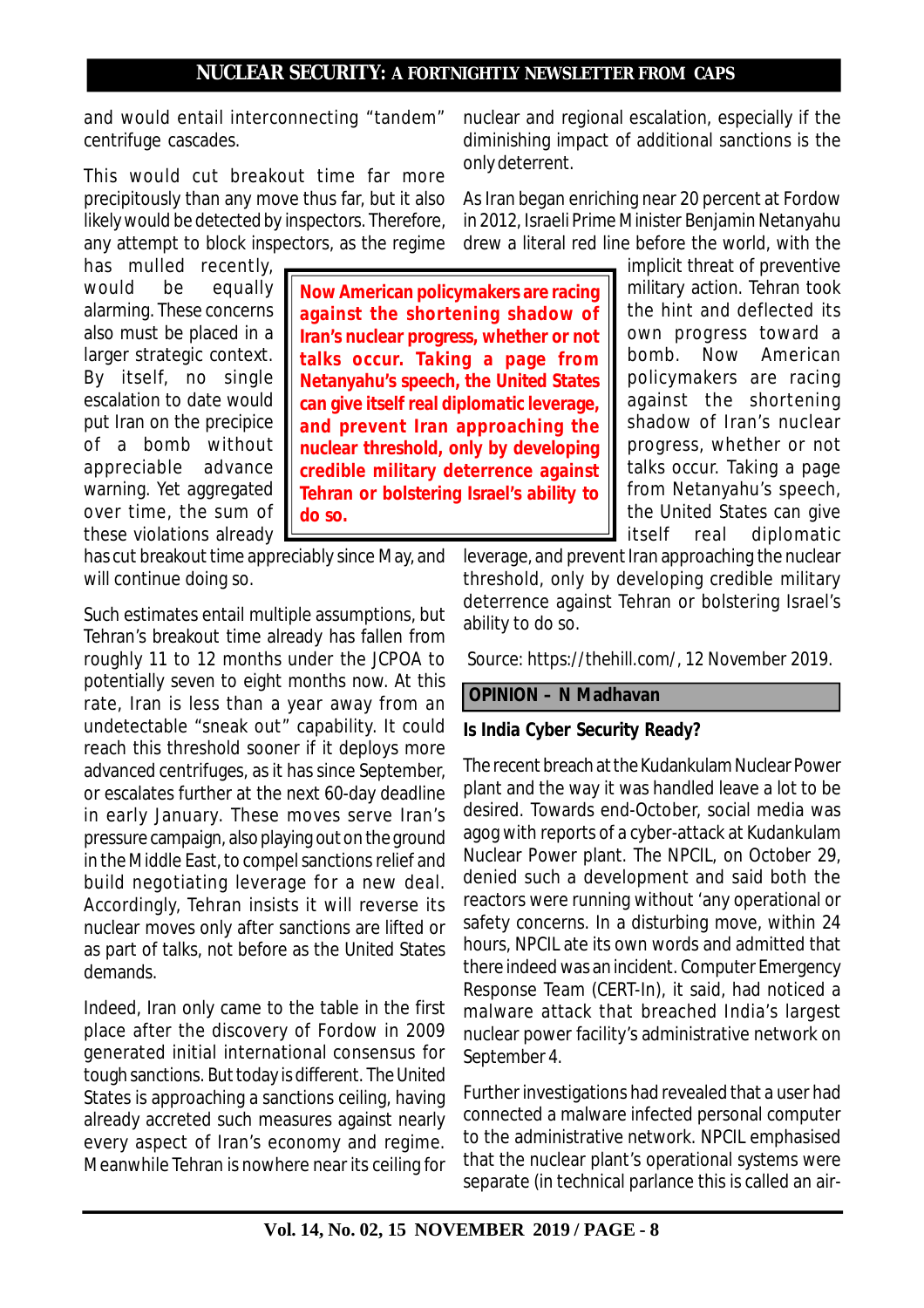and would entail interconnecting "tandem" centrifuge cascades.

This would cut breakout time far more precipitously than any move thus far, but it also likely would be detected by inspectors. Therefore, any attempt to block inspectors, as the regime has mulled recently, would be equally alarming. These concerns also must be placed in a larger strategic context. By itself, no single escalation to date would put Iran on the precipice of a bomb without appreciable advance warning. Yet aggregated over time, the sum of these violations already has cut breakout time appreciably since May, and will continue doing so.

> **Now American policymakers are racing against the shortening shadow of Iran's nuclear progress, whether or not talks occur. Taking a page from Netanyahu's speech, the United States can give itself real diplomatic leverage, and prevent Iran approaching the nuclear threshold, only by developing credible military deterrence against Tehran or bolstering Israel's ability to do so.**

Such estimates entail multiple assumptions, but Tehran's breakout time already has fallen from roughly 11 to 12 months under the JCPOA to potentially seven to eight months now. At this rate, Iran is less than a year away from an undetectable "sneak out" capability. It could reach this threshold sooner if it deploys more advanced centrifuges, as it has since September, or escalates further at the next 60-day deadline in early January. These moves serve Iran's pressure campaign, also playing out on the ground in the Middle East, to compel sanctions relief and build negotiating leverage for a new deal. Accordingly, Tehran insists it will reverse its nuclear moves only after sanctions are lifted or as part of talks, not before as the United States demands.

Indeed, Iran only came to the table in the first place after the discovery of Fordow in 2009 generated initial international consensus for tough sanctions. But today is different. The United States is approaching a sanctions ceiling, having already accreted such measures against nearly every aspect of Iran's economy and regime. Meanwhile Tehran is nowhere near its ceiling for nuclear and regional escalation, especially if the diminishing impact of additional sanctions is the only deterrent.

As Iran began enriching near 20 percent at Fordow in 2012, Israeli Prime Minister Benjamin Netanyahu drew a literal red line before the world, with the implicit threat of preventive military action. Tehran took the hint and deflected its own progress toward a bomb. Now American policymakers are racing against the shortening shadow of Iran's nuclear progress, whether or not talks occur. Taking a page from Netanyahu's speech, the United States can give itself real diplomatic leverage, and prevent Iran approaching the nuclear threshold, only by developing credible military deterrence against Tehran or bolstering Israel's ability to do so.

Source: https://thehill.com/, 12 November 2019.

## OPINION – N Madhavan

### Is India Cyber Security Ready?

The recent breach at the Kudankulam Nuclear Power plant and the way it was handled leave a lot to be desired. Towards end-October, social media was agog with reports of a cyber-attack at Kudankulam Nuclear Power plant. The NPCIL, on October 29, denied such a development and said both the reactors were running without 'any operational or safety concerns. In a disturbing move, within 24 hours, NPCIL ate its own words and admitted that there indeed was an incident. Computer Emergency Response Team (CERT-In), it said, had noticed a malware attack that breached India's largest nuclear power facility's administrative network on September 4.

Further investigations had revealed that a user had connected a malware infected personal computer to the administrative network. NPCIL emphasised that the nuclear plant's operational systems were separate (in technical parlance this is called an air-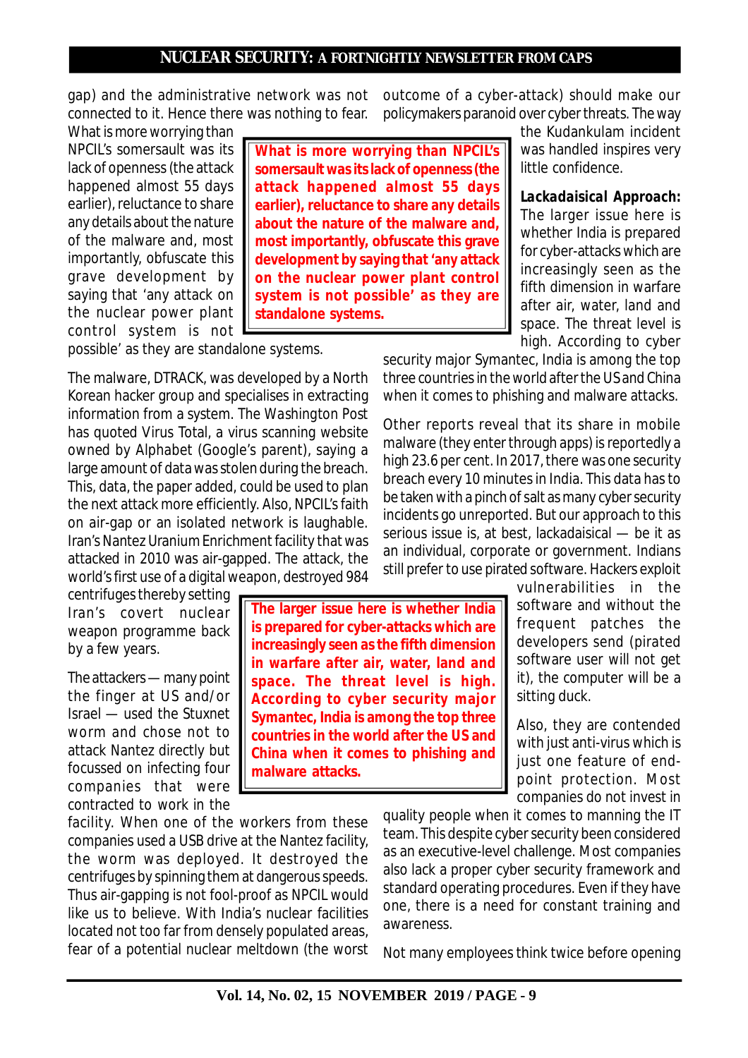gap) and the administrative network was not connected to it. Hence there was nothing to fear. What is more worrying than NPCIL's somersault was its lack of openness (the attack happened almost 55 days earlier), reluctance to share any details about the nature of the malware and, most importantly, obfuscate this grave development by saying that 'any attack on the nuclear power plant control system is not possible' as they are standalone systems.

> **What is more worrying than NPCIL's somersault was its lack of openness (the attack happened almost 55 days earlier), reluctance to share any details about the nature of the malware and, most importantly, obfuscate this grave development by saying that 'any attack on the nuclear power plant control system is not possible' as they are standalone systems.**

The malware, DTRACK, was developed by a North Korean hacker group and specialises in extracting information from a system. The Washington Post has quoted Virus Total, a virus scanning website owned by Alphabet (Google's parent), saying a large amount of data was stolen during the breach. This, data, the paper added, could be used to plan the next attack more efficiently. Also, NPCIL's faith on air-gap or an isolated network is laughable. Iran's Nantez Uranium Enrichment facility that was attacked in 2010 was air-gapped. The attack, the world's first use of a digital weapon, destroyed 984 centrifuges thereby setting Iran's covert nuclear weapon programme back by a few years.

The attackers — many point the finger at US and/or Israel — used the Stuxnet worm and chose not to attack Nantez directly but focussed on infecting four companies that were contracted to work in the facility. When one of the workers from these companies used a USB drive at the Nantez facility, the worm was deployed. It destroyed the centrifuges by spinning them at dangerous speeds. Thus air-gapping is not fool-proof as NPCIL would like us to believe. With India's nuclear facilities located not too far from densely populated areas, fear of a potential nuclear meltdown (the worst outcome of a cyber-attack) should make our policymakers paranoid over cyber threats. The way the Kudankulam incident was handled inspires very little confidence.

**Lackadaisical Approach:** The larger issue here is whether India is prepared for cyber-attacks which are increasingly seen as the fifth dimension in warfare after air, water, land and space. The threat level is high. According to cyber security major Symantec, India is among the top three countries in the world after the US and China when it comes to phishing and malware attacks.

> **The larger issue here is whether India is prepared for cyber-attacks which are increasingly seen as the fifth dimension in warfare after air, water, land and space. The threat level is high. According to cyber security major Symantec, India is among the top three countries in the world after the US and China when it comes to phishing and malware attacks.**

Other reports reveal that its share in mobile malware (they enter through apps) is reportedly a high 23.6 per cent. In 2017, there was one security breach every 10 minutes in India. This data has to be taken with a pinch of salt as many cyber security incidents go unreported. But our approach to this serious issue is, at best, lackadaisical — be it as an individual, corporate or government. Indians still prefer to use pirated software. Hackers exploit vulnerabilities in the software and without the frequent patches the developers send (pirated software user will not get it), the computer will be a sitting duck.

Also, they are contended with just anti-virus which is just one feature of end-point protection. Most companies do not invest in quality people when it comes to manning the IT team. This despite cyber security been considered as an executive-level challenge. Most companies also lack a proper cyber security framework and standard operating procedures. Even if they have one, there is a need for constant training and awareness.

Not many employees think twice before opening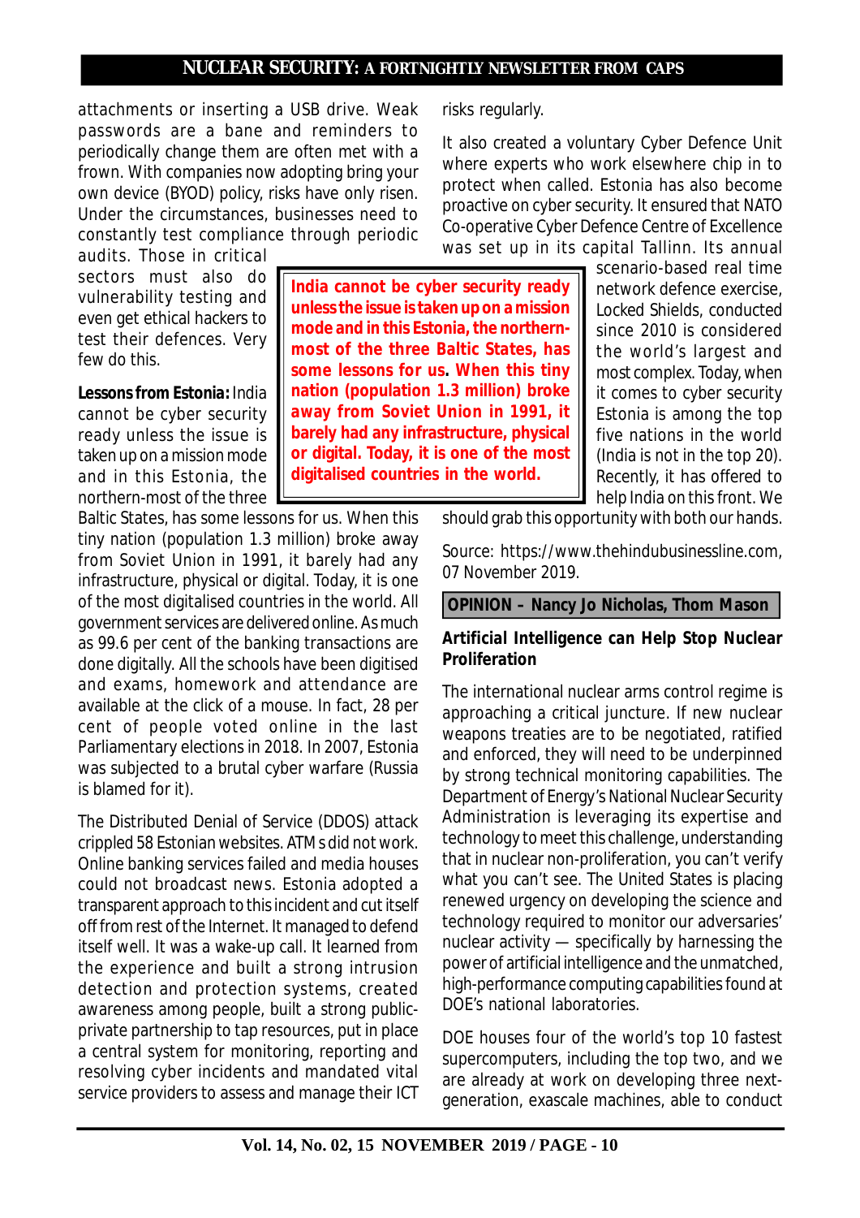attachments or inserting a USB drive. Weak passwords are a bane and reminders to periodically change them are often met with a frown. With companies now adopting bring your own device (BYOD) policy, risks have only risen. Under the circumstances, businesses need to constantly test compliance through periodic audits. Those in critical sectors must also do vulnerability testing and even get ethical hackers to test their defences. Very few do this.

**Lessons from Estonia:** India cannot be cyber security ready unless the issue is taken up on a mission mode and in this Estonia, the northern-most of the three Baltic States, has some lessons for us. When this tiny nation (population 1.3 million) broke away from Soviet Union in 1991, it barely had any infrastructure, physical or digital. Today, it is one of the most digitalised countries in the world. All government services are delivered online. As much as 99.6 per cent of the banking transactions are done digitally. All the schools have been digitised and exams, homework and attendance are available at the click of a mouse. In fact, 28 per cent of people voted online in the last Parliamentary elections in 2018. In 2007, Estonia was subjected to a brutal cyber warfare (Russia is blamed for it).

> **India cannot be cyber security ready unless the issue is taken up on a mission mode and in this Estonia, the northern-most of the three Baltic States, has some lessons for us. When this tiny nation (population 1.3 million) broke away from Soviet Union in 1991, it barely had any infrastructure, physical or digital. Today, it is one of the most digitalised countries in the world.**

The Distributed Denial of Service (DDOS) attack crippled 58 Estonian websites. ATMs did not work. Online banking services failed and media houses could not broadcast news. Estonia adopted a transparent approach to this incident and cut itself off from rest of the Internet. It managed to defend itself well. It was a wake-up call. It learned from the experience and built a strong intrusion detection and protection systems, created awareness among people, built a strong public-private partnership to tap resources, put in place a central system for monitoring, reporting and resolving cyber incidents and mandated vital service providers to assess and manage their ICT risks regularly.

It also created a voluntary Cyber Defence Unit where experts who work elsewhere chip in to protect when called. Estonia has also become proactive on cyber security. It ensured that NATO Co-operative Cyber Defence Centre of Excellence was set up in its capital Tallinn. Its annual scenario-based real time network defence exercise, Locked Shields, conducted since 2010 is considered the world's largest and most complex. Today, when it comes to cyber security Estonia is among the top five nations in the world (India is not in the top 20). Recently, it has offered to help India on this front. We should grab this opportunity with both our hands.

Source: https://www.thehindubusinessline.com, 07 November 2019.

**OPINION – Nancy Jo Nicholas, Thom Mason**

### Artificial Intelligence can Help Stop Nuclear Proliferation

The international nuclear arms control regime is approaching a critical juncture. If new nuclear weapons treaties are to be negotiated, ratified and enforced, they will need to be underpinned by strong technical monitoring capabilities. The Department of Energy's National Nuclear Security Administration is leveraging its expertise and technology to meet this challenge, understanding that in nuclear non-proliferation, you can't verify what you can't see. The United States is placing renewed urgency on developing the science and technology required to monitor our adversaries' nuclear activity — specifically by harnessing the power of artificial intelligence and the unmatched, high-performance computing capabilities found at DOE's national laboratories.

DOE houses four of the world's top 10 fastest supercomputers, including the top two, and we are already at work on developing three next-generation, exascale machines, able to conduct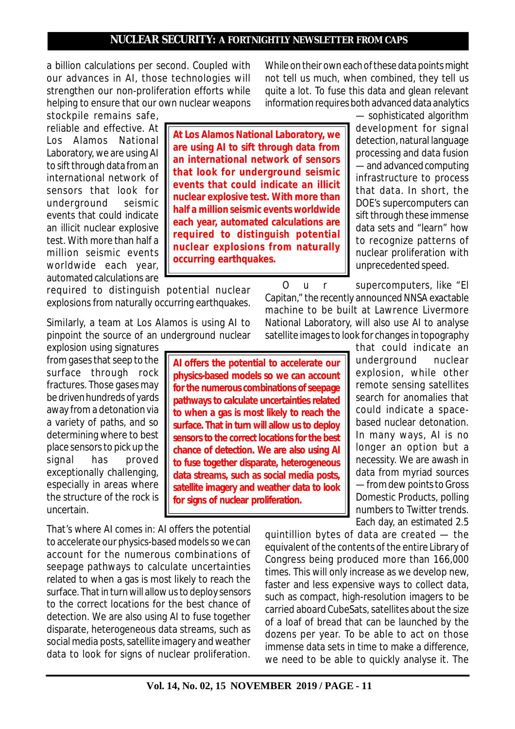a billion calculations per second. Coupled with our advances in AI, those technologies will strengthen our non-proliferation efforts while helping to ensure that our own nuclear weapons stockpile remains safe, reliable and effective. At Los Alamos National Laboratory, we are using AI to sift through data from an international network of sensors that look for underground seismic events that could indicate an illicit nuclear explosive test. With more than half a million seismic events worldwide each year, automated calculations are required to distinguish potential nuclear explosions from naturally occurring earthquakes.

**At Los Alamos National Laboratory, we are using AI to sift through data from an international network of sensors that look for underground seismic events that could indicate an illicit nuclear explosive test. With more than half a million seismic events worldwide each year, automated calculations are required to distinguish potential nuclear explosions from naturally occurring earthquakes.**

Similarly, a team at Los Alamos is using AI to pinpoint the source of an underground nuclear explosion using signatures from gases that seep to the surface through rock fractures. Those gases may be driven hundreds of yards away from a detonation via a variety of paths, and so determining where to best place sensors to pick up the signal has proved exceptionally challenging, especially in areas where the structure of the rock is uncertain.

**AI offers the potential to accelerate our physics-based models so we can account for the numerous combinations of seepage pathways to calculate uncertainties related to when a gas is most likely to reach the surface. That in turn will allow us to deploy sensors to the correct locations for the best chance of detection. We are also using AI to fuse together disparate, heterogeneous data streams, such as social media posts, satellite imagery and weather data to look for signs of nuclear proliferation.**

That's where AI comes in: AI offers the potential to accelerate our physics-based models so we can account for the numerous combinations of seepage pathways to calculate uncertainties related to when a gas is most likely to reach the surface. That in turn will allow us to deploy sensors to the correct locations for the best chance of detection. We are also using AI to fuse together disparate, heterogeneous data streams, such as social media posts, satellite imagery and weather data to look for signs of nuclear proliferation.

While on their own each of these data points might not tell us much, when combined, they tell us quite a lot. To fuse this data and glean relevant information requires both advanced data analytics — sophisticated algorithm development for signal detection, natural language processing and data fusion — and advanced computing infrastructure to process that data. In short, the DOE's supercomputers can sift through these immense data sets and "learn" how to recognize patterns of nuclear proliferation with unprecedented speed.

Our supercomputers, like "El Capitan," the recently announced NNSA exactable machine to be built at Lawrence Livermore National Laboratory, will also use AI to analyse satellite images to look for changes in topography that could indicate an underground nuclear explosion, while other remote sensing satellites search for anomalies that could indicate a space-based nuclear detonation. In many ways, AI is no longer an option but a necessity. We are awash in data from myriad sources — from dew points to Gross Domestic Products, polling numbers to Twitter trends. Each day, an estimated 2.5 quintillion bytes of data are created — the equivalent of the contents of the entire Library of Congress being produced more than 166,000 times. This will only increase as we develop new, faster and less expensive ways to collect data, such as compact, high-resolution imagers to be carried aboard CubeSats, satellites about the size of a loaf of bread that can be launched by the dozens per year. To be able to act on those immense data sets in time to make a difference, we need to be able to quickly analyse it. The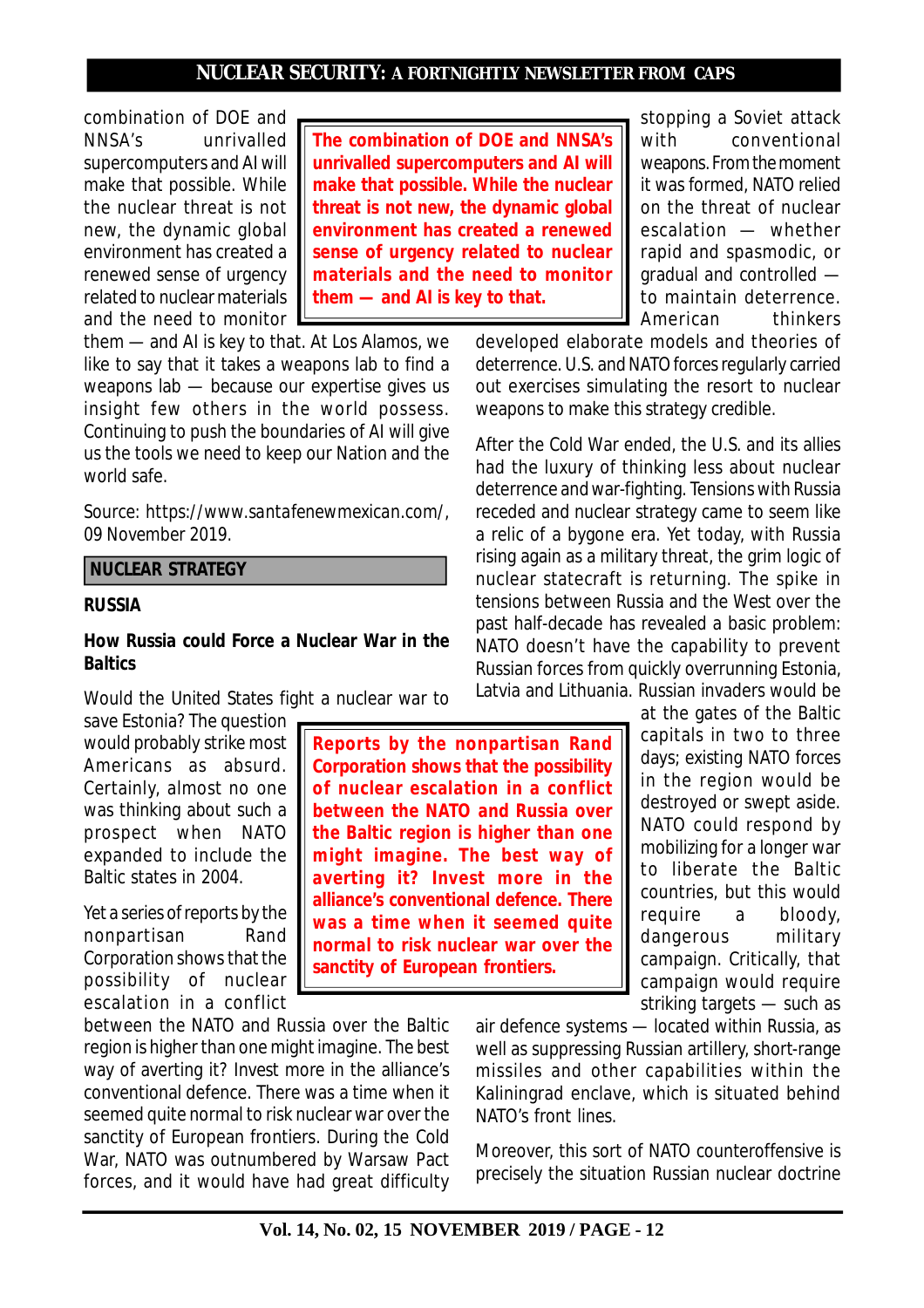combination of DOE and NNSA's unrivalled supercomputers and AI will make that possible. While the nuclear threat is not new, the dynamic global environment has created a renewed sense of urgency related to nuclear materials and the need to monitor them — and AI is key to that. At Los Alamos, we like to say that it takes a weapons lab to find a weapons lab — because our expertise gives us insight few others in the world possess. Continuing to push the boundaries of AI will give us the tools we need to keep our Nation and the world safe.

> **The combination of DOE and NNSA's unrivalled supercomputers and AI will make that possible. While the nuclear threat is not new, the dynamic global environment has created a renewed sense of urgency related to nuclear materials and the need to monitor them — and AI is key to that.**

Source: https://www.santafenewmexican.com/, 09 November 2019.

## NUCLEAR STRATEGY

### RUSSIA

### How Russia could Force a Nuclear War in the Baltics

Would the United States fight a nuclear war to save Estonia? The question would probably strike most Americans as absurd. Certainly, almost no one was thinking about such a prospect when NATO expanded to include the Baltic states in 2004.

Yet a series of reports by the nonpartisan Rand Corporation shows that the possibility of nuclear escalation in a conflict between the NATO and Russia over the Baltic region is higher than one might imagine. The best way of averting it? Invest more in the alliance's conventional defence. There was a time when it seemed quite normal to risk nuclear war over the sanctity of European frontiers. During the Cold War, NATO was outnumbered by Warsaw Pact forces, and it would have had great difficulty stopping a Soviet attack with conventional weapons. From the moment it was formed, NATO relied on the threat of nuclear escalation — whether rapid and spasmodic, or gradual and controlled — to maintain deterrence. American thinkers developed elaborate models and theories of deterrence. U.S. and NATO forces regularly carried out exercises simulating the resort to nuclear weapons to make this strategy credible.

> **Reports by the nonpartisan Rand Corporation shows that the possibility of nuclear escalation in a conflict between the NATO and Russia over the Baltic region is higher than one might imagine. The best way of averting it? Invest more in the alliance's conventional defence. There was a time when it seemed quite normal to risk nuclear war over the sanctity of European frontiers.**

After the Cold War ended, the U.S. and its allies had the luxury of thinking less about nuclear deterrence and war-fighting. Tensions with Russia receded and nuclear strategy came to seem like a relic of a bygone era. Yet today, with Russia rising again as a military threat, the grim logic of nuclear statecraft is returning. The spike in tensions between Russia and the West over the past half-decade has revealed a basic problem: NATO doesn't have the capability to prevent Russian forces from quickly overrunning Estonia, Latvia and Lithuania. Russian invaders would be at the gates of the Baltic capitals in two to three days; existing NATO forces in the region would be destroyed or swept aside. NATO could respond by mobilizing for a longer war to liberate the Baltic countries, but this would require a bloody, dangerous military campaign. Critically, that campaign would require striking targets — such as air defence systems — located within Russia, as well as suppressing Russian artillery, short-range missiles and other capabilities within the Kaliningrad enclave, which is situated behind NATO's front lines.

Moreover, this sort of NATO counteroffensive is precisely the situation Russian nuclear doctrine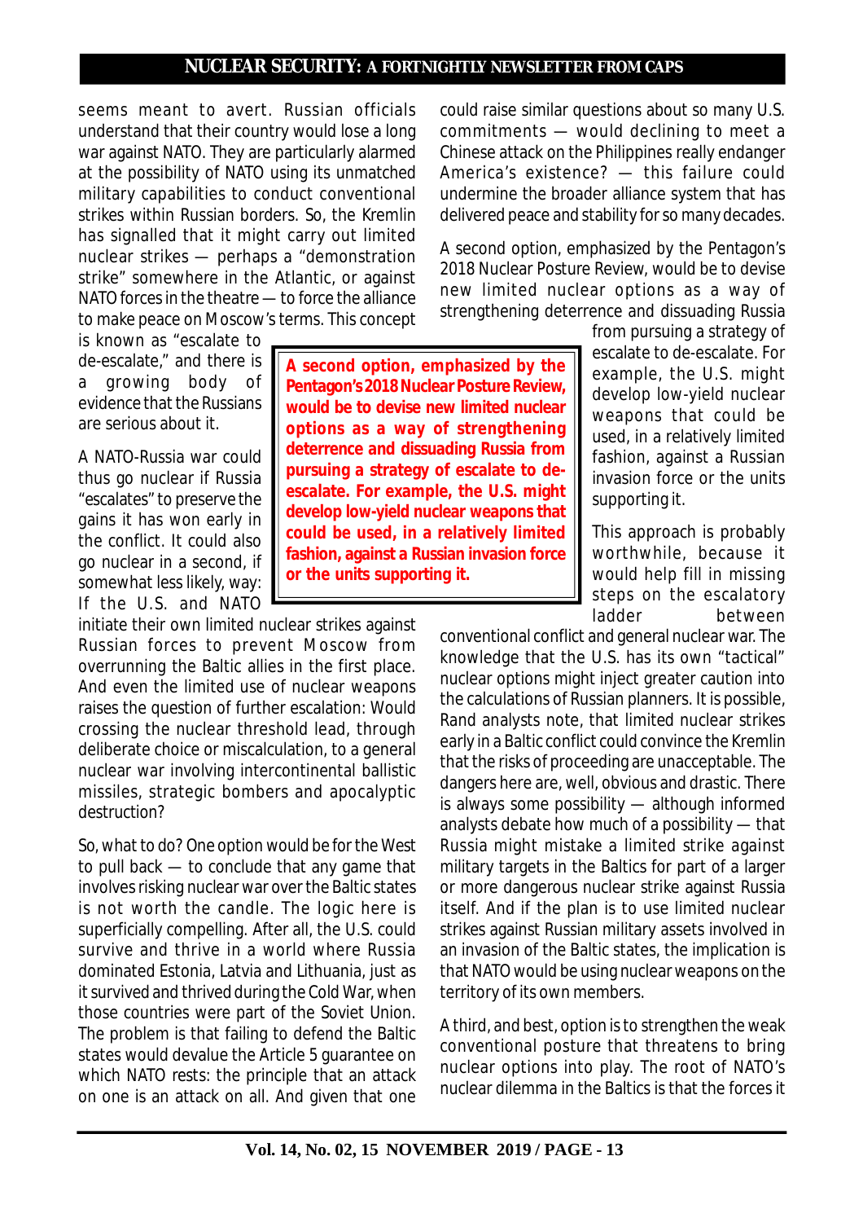seems meant to avert. Russian officials understand that their country would lose a long war against NATO. They are particularly alarmed at the possibility of NATO using its unmatched military capabilities to conduct conventional strikes within Russian borders. So, the Kremlin has signalled that it might carry out limited nuclear strikes — perhaps a "demonstration strike" somewhere in the Atlantic, or against NATO forces in the theatre — to force the alliance to make peace on Moscow's terms. This concept is known as "escalate to de-escalate," and there is a growing body of evidence that the Russians are serious about it.

A NATO-Russia war could thus go nuclear if Russia "escalates" to preserve the gains it has won early in the conflict. It could also go nuclear in a second, if somewhat less likely, way: If the U.S. and NATO initiate their own limited nuclear strikes against Russian forces to prevent Moscow from overrunning the Baltic allies in the first place. And even the limited use of nuclear weapons raises the question of further escalation: Would crossing the nuclear threshold lead, through deliberate choice or miscalculation, to a general nuclear war involving intercontinental ballistic missiles, strategic bombers and apocalyptic destruction?

So, what to do? One option would be for the West to pull back — to conclude that any game that involves risking nuclear war over the Baltic states is not worth the candle. The logic here is superficially compelling. After all, the U.S. could survive and thrive in a world where Russia dominated Estonia, Latvia and Lithuania, just as it survived and thrived during the Cold War, when those countries were part of the Soviet Union. The problem is that failing to defend the Baltic states would devalue the Article 5 guarantee on which NATO rests: the principle that an attack on one is an attack on all. And given that one could raise similar questions about so many U.S. commitments — would declining to meet a Chinese attack on the Philippines really endanger America's existence? — this failure could undermine the broader alliance system that has delivered peace and stability for so many decades.

A second option, emphasized by the Pentagon's 2018 Nuclear Posture Review, would be to devise new limited nuclear options as a way of strengthening deterrence and dissuading Russia from pursuing a strategy of escalate to de-escalate. For example, the U.S. might develop low-yield nuclear weapons that could be used, in a relatively limited fashion, against a Russian invasion force or the units supporting it.

> **A second option, emphasized by the Pentagon's 2018 Nuclear Posture Review, would be to devise new limited nuclear options as a way of strengthening deterrence and dissuading Russia from pursuing a strategy of escalate to de-escalate. For example, the U.S. might develop low-yield nuclear weapons that could be used, in a relatively limited fashion, against a Russian invasion force or the units supporting it.**

This approach is probably worthwhile, because it would help fill in missing steps on the escalatory ladder between conventional conflict and general nuclear war. The knowledge that the U.S. has its own "tactical" nuclear options might inject greater caution into the calculations of Russian planners. It is possible, Rand analysts note, that limited nuclear strikes early in a Baltic conflict could convince the Kremlin that the risks of proceeding are unacceptable. The dangers here are, well, obvious and drastic. There is always some possibility — although informed analysts debate how much of a possibility — that Russia might mistake a limited strike against military targets in the Baltics for part of a larger or more dangerous nuclear strike against Russia itself. And if the plan is to use limited nuclear strikes against Russian military assets involved in an invasion of the Baltic states, the implication is that NATO would be using nuclear weapons on the territory of its own members.

A third, and best, option is to strengthen the weak conventional posture that threatens to bring nuclear options into play. The root of NATO's nuclear dilemma in the Baltics is that the forces it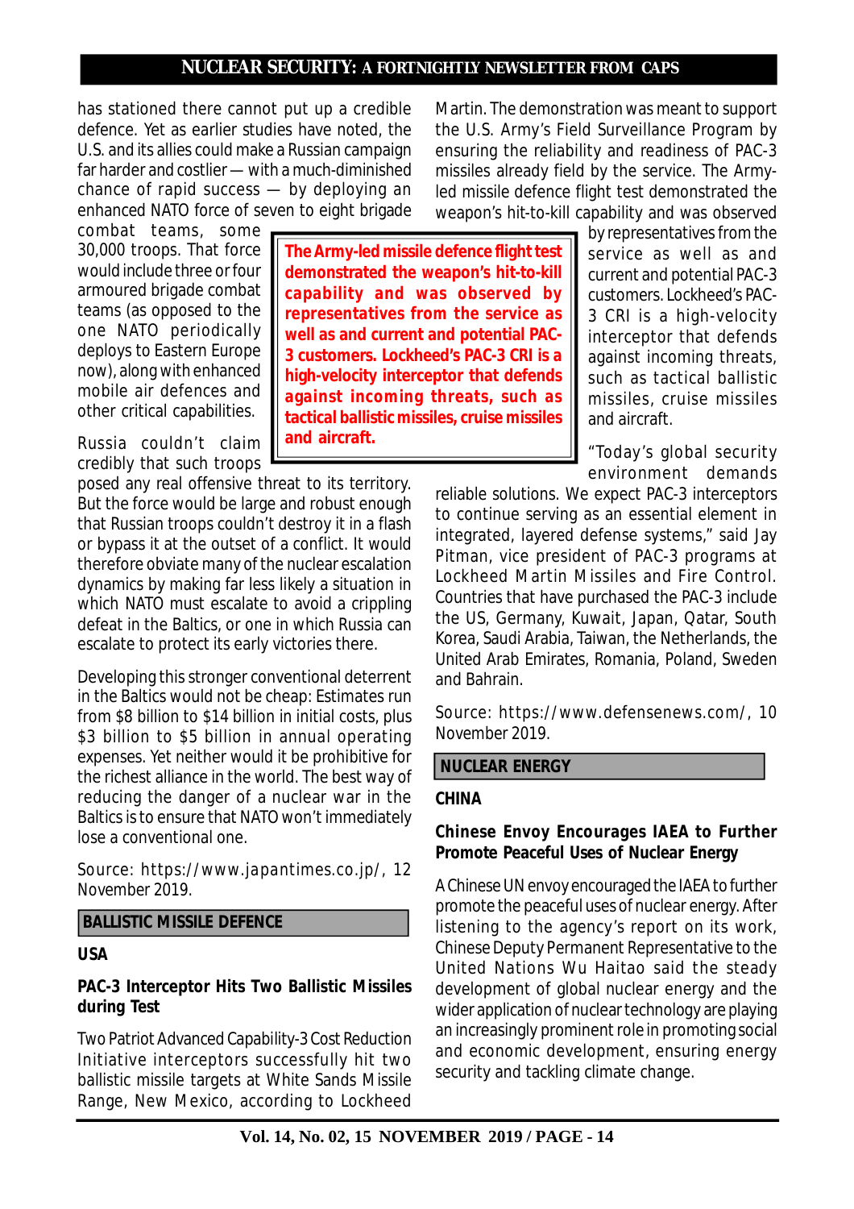has stationed there cannot put up a credible defence. Yet as earlier studies have noted, the U.S. and its allies could make a Russian campaign far harder and costlier — with a much-diminished chance of rapid success — by deploying an enhanced NATO force of seven to eight brigade combat teams, some 30,000 troops. That force would include three or four armoured brigade combat teams (as opposed to the one NATO periodically deploys to Eastern Europe now), along with enhanced mobile air defences and other critical capabilities.

Russia couldn't claim credibly that such troops posed any real offensive threat to its territory. But the force would be large and robust enough that Russian troops couldn't destroy it in a flash or bypass it at the outset of a conflict. It would therefore obviate many of the nuclear escalation dynamics by making far less likely a situation in which NATO must escalate to avoid a crippling defeat in the Baltics, or one in which Russia can escalate to protect its early victories there.

Developing this stronger conventional deterrent in the Baltics would not be cheap: Estimates run from $8 billion to $14 billion in initial costs, plus $3 billion to $5 billion in annual operating expenses. Yet neither would it be prohibitive for the richest alliance in the world. The best way of reducing the danger of a nuclear war in the Baltics is to ensure that NATO won't immediately lose a conventional one.

Source: https://www.japantimes.co.jp/, 12 November 2019.

## BALLISTIC MISSILE DEFENCE

### USA

#### PAC-3 Interceptor Hits Two Ballistic Missiles during Test

Two Patriot Advanced Capability-3 Cost Reduction Initiative interceptors successfully hit two ballistic missile targets at White Sands Missile Range, New Mexico, according to Lockheed Martin. The demonstration was meant to support the U.S. Army's Field Surveillance Program by ensuring the reliability and readiness of PAC-3 missiles already field by the service. The Army-led missile defence flight test demonstrated the weapon's hit-to-kill capability and was observed by representatives from the service as well as and current and potential PAC-3 customers. Lockheed's PAC-3 CRI is a high-velocity interceptor that defends against incoming threats, such as tactical ballistic missiles, cruise missiles and aircraft.

> **The Army-led missile defence flight test demonstrated the weapon's hit-to-kill capability and was observed by representatives from the service as well as and current and potential PAC-3 customers. Lockheed's PAC-3 CRI is a high-velocity interceptor that defends against incoming threats, such as tactical ballistic missiles, cruise missiles and aircraft.**

"Today's global security environment demands reliable solutions. We expect PAC-3 interceptors to continue serving as an essential element in integrated, layered defense systems," said Jay Pitman, vice president of PAC-3 programs at Lockheed Martin Missiles and Fire Control. Countries that have purchased the PAC-3 include the US, Germany, Kuwait, Japan, Qatar, South Korea, Saudi Arabia, Taiwan, the Netherlands, the United Arab Emirates, Romania, Poland, Sweden and Bahrain.

Source: https://www.defensenews.com/, 10 November 2019.

## NUCLEAR ENERGY

### CHINA

#### Chinese Envoy Encourages IAEA to Further Promote Peaceful Uses of Nuclear Energy

A Chinese UN envoy encouraged the IAEA to further promote the peaceful uses of nuclear energy. After listening to the agency's report on its work, Chinese Deputy Permanent Representative to the United Nations Wu Haitao said the steady development of global nuclear energy and the wider application of nuclear technology are playing an increasingly prominent role in promoting social and economic development, ensuring energy security and tackling climate change.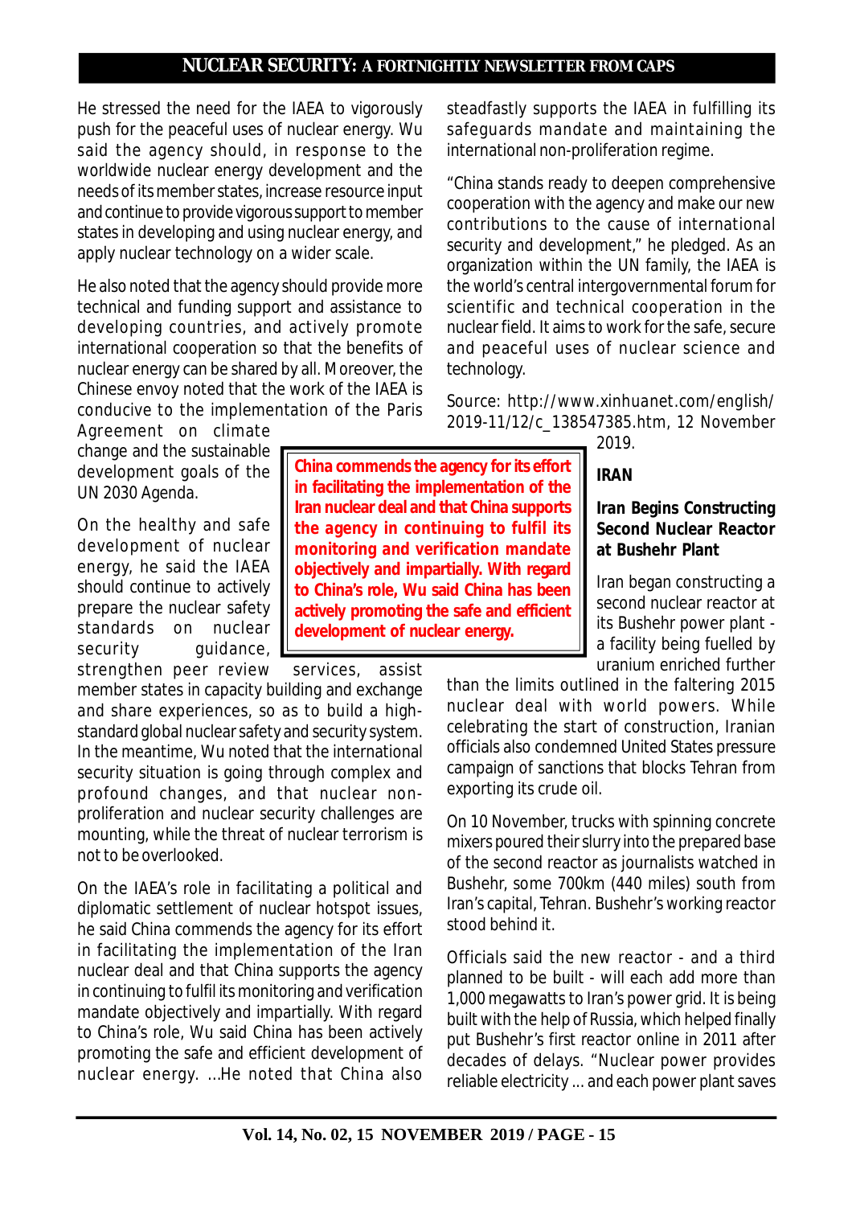He stressed the need for the IAEA to vigorously push for the peaceful uses of nuclear energy. Wu said the agency should, in response to the worldwide nuclear energy development and the needs of its member states, increase resource input and continue to provide vigorous support to member states in developing and using nuclear energy, and apply nuclear technology on a wider scale.

He also noted that the agency should provide more technical and funding support and assistance to developing countries, and actively promote international cooperation so that the benefits of nuclear energy can be shared by all. Moreover, the Chinese envoy noted that the work of the IAEA is conducive to the implementation of the Paris Agreement on climate change and the sustainable development goals of the UN 2030 Agenda.

**China commends the agency for its effort in facilitating the implementation of the Iran nuclear deal and that China supports the agency in continuing to fulfil its monitoring and verification mandate objectively and impartially. With regard to China's role, Wu said China has been actively promoting the safe and efficient development of nuclear energy.**

On the healthy and safe development of nuclear energy, he said the IAEA should continue to actively prepare the nuclear safety standards on nuclear security guidance, strengthen peer review services, assist member states in capacity building and exchange and share experiences, so as to build a high-standard global nuclear safety and security system. In the meantime, Wu noted that the international security situation is going through complex and profound changes, and that nuclear non-proliferation and nuclear security challenges are mounting, while the threat of nuclear terrorism is not to be overlooked.

On the IAEA's role in facilitating a political and diplomatic settlement of nuclear hotspot issues, he said China commends the agency for its effort in facilitating the implementation of the Iran nuclear deal and that China supports the agency in continuing to fulfil its monitoring and verification mandate objectively and impartially. With regard to China's role, Wu said China has been actively promoting the safe and efficient development of nuclear energy. ...He noted that China also steadfastly supports the IAEA in fulfilling its safeguards mandate and maintaining the international non-proliferation regime.

"China stands ready to deepen comprehensive cooperation with the agency and make our new contributions to the cause of international security and development," he pledged. As an organization within the UN family, the IAEA is the world's central intergovernmental forum for scientific and technical cooperation in the nuclear field. It aims to work for the safe, secure and peaceful uses of nuclear science and technology.

Source: http://www.xinhuanet.com/english/2019-11/12/c_138547385.htm, 12 November 2019.

## IRAN

### Iran Begins Constructing Second Nuclear Reactor at Bushehr Plant

Iran began constructing a second nuclear reactor at its Bushehr power plant - a facility being fuelled by uranium enriched further than the limits outlined in the faltering 2015 nuclear deal with world powers. While celebrating the start of construction, Iranian officials also condemned United States pressure campaign of sanctions that blocks Tehran from exporting its crude oil.

On 10 November, trucks with spinning concrete mixers poured their slurry into the prepared base of the second reactor as journalists watched in Bushehr, some 700km (440 miles) south from Iran's capital, Tehran. Bushehr's working reactor stood behind it.

Officials said the new reactor - and a third planned to be built - will each add more than 1,000 megawatts to Iran's power grid. It is being built with the help of Russia, which helped finally put Bushehr's first reactor online in 2011 after decades of delays. "Nuclear power provides reliable electricity ... and each power plant saves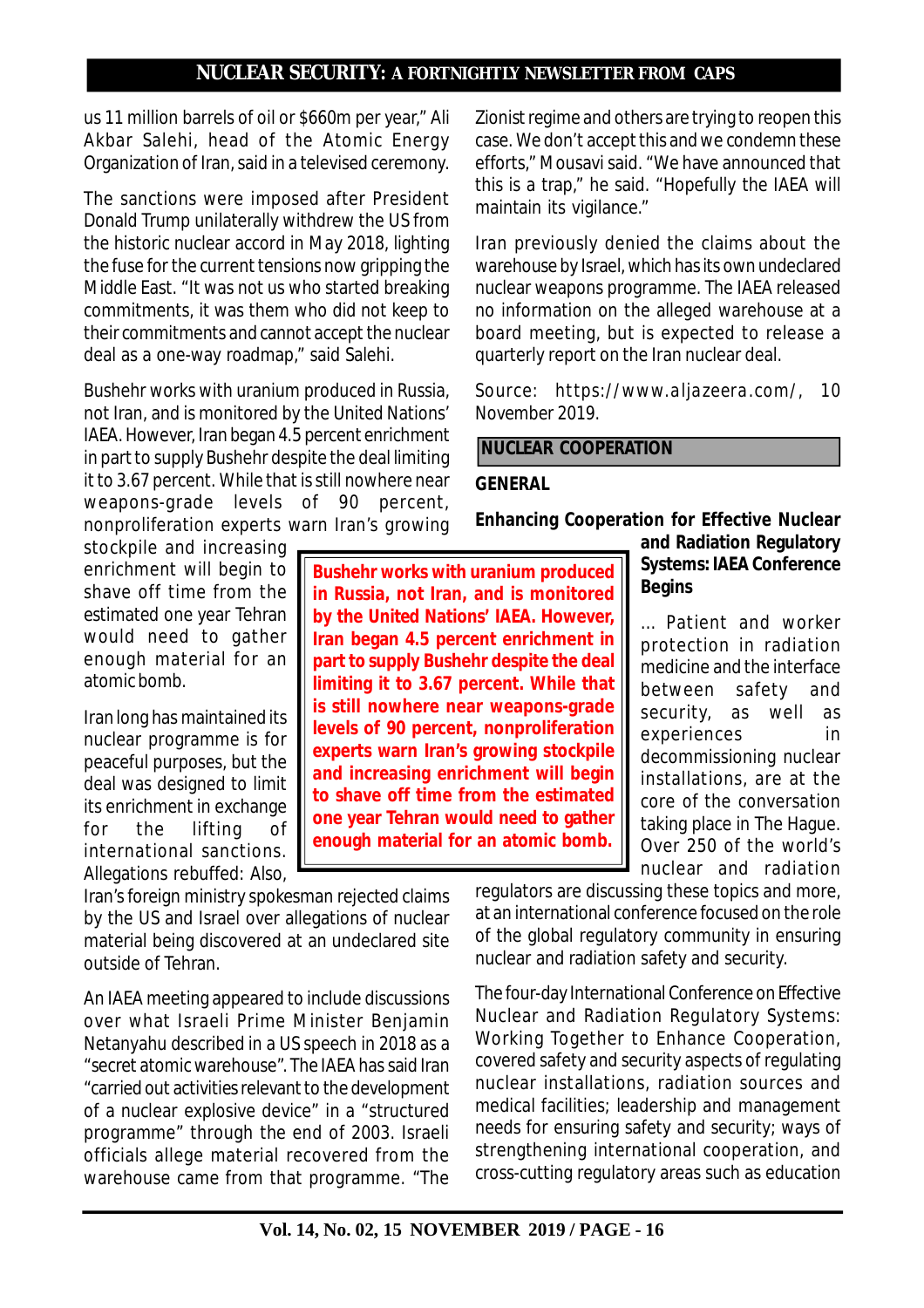us 11 million barrels of oil or $660m per year," Ali Akbar Salehi, head of the Atomic Energy Organization of Iran, said in a televised ceremony.

The sanctions were imposed after President Donald Trump unilaterally withdrew the US from the historic nuclear accord in May 2018, lighting the fuse for the current tensions now gripping the Middle East. "It was not us who started breaking commitments, it was them who did not keep to their commitments and cannot accept the nuclear deal as a one-way roadmap," said Salehi.

Bushehr works with uranium produced in Russia, not Iran, and is monitored by the United Nations' IAEA. However, Iran began 4.5 percent enrichment in part to supply Bushehr despite the deal limiting it to 3.67 percent. While that is still nowhere near weapons-grade levels of 90 percent, nonproliferation experts warn Iran's growing stockpile and increasing enrichment will begin to shave off time from the estimated one year Tehran would need to gather enough material for an atomic bomb.

**Bushehr works with uranium produced in Russia, not Iran, and is monitored by the United Nations' IAEA. However, Iran began 4.5 percent enrichment in part to supply Bushehr despite the deal limiting it to 3.67 percent. While that is still nowhere near weapons-grade levels of 90 percent, nonproliferation experts warn Iran's growing stockpile and increasing enrichment will begin to shave off time from the estimated one year Tehran would need to gather enough material for an atomic bomb.**

Iran long has maintained its nuclear programme is for peaceful purposes, but the deal was designed to limit its enrichment in exchange for the lifting of international sanctions. Allegations rebuffed: Also, Iran's foreign ministry spokesman rejected claims by the US and Israel over allegations of nuclear material being discovered at an undeclared site outside of Tehran.

An IAEA meeting appeared to include discussions over what Israeli Prime Minister Benjamin Netanyahu described in a US speech in 2018 as a "secret atomic warehouse". The IAEA has said Iran "carried out activities relevant to the development of a nuclear explosive device" in a "structured programme" through the end of 2003. Israeli officials allege material recovered from the warehouse came from that programme. "The Zionist regime and others are trying to reopen this case. We don't accept this and we condemn these efforts," Mousavi said. "We have announced that this is a trap," he said. "Hopefully the IAEA will maintain its vigilance."

Iran previously denied the claims about the warehouse by Israel, which has its own undeclared nuclear weapons programme. The IAEA released no information on the alleged warehouse at a board meeting, but is expected to release a quarterly report on the Iran nuclear deal.

Source: https://www.aljazeera.com/, 10 November 2019.

## NUCLEAR COOPERATION

### GENERAL

#### Enhancing Cooperation for Effective Nuclear and Radiation Regulatory Systems: IAEA Conference Begins

… Patient and worker protection in radiation medicine and the interface between safety and security, as well as experiences in decommissioning nuclear installations, are at the core of the conversation taking place in The Hague. Over 250 of the world's nuclear and radiation regulators are discussing these topics and more, at an international conference focused on the role of the global regulatory community in ensuring nuclear and radiation safety and security.

The four-day International Conference on Effective Nuclear and Radiation Regulatory Systems: Working Together to Enhance Cooperation, covered safety and security aspects of regulating nuclear installations, radiation sources and medical facilities; leadership and management needs for ensuring safety and security; ways of strengthening international cooperation, and cross-cutting regulatory areas such as education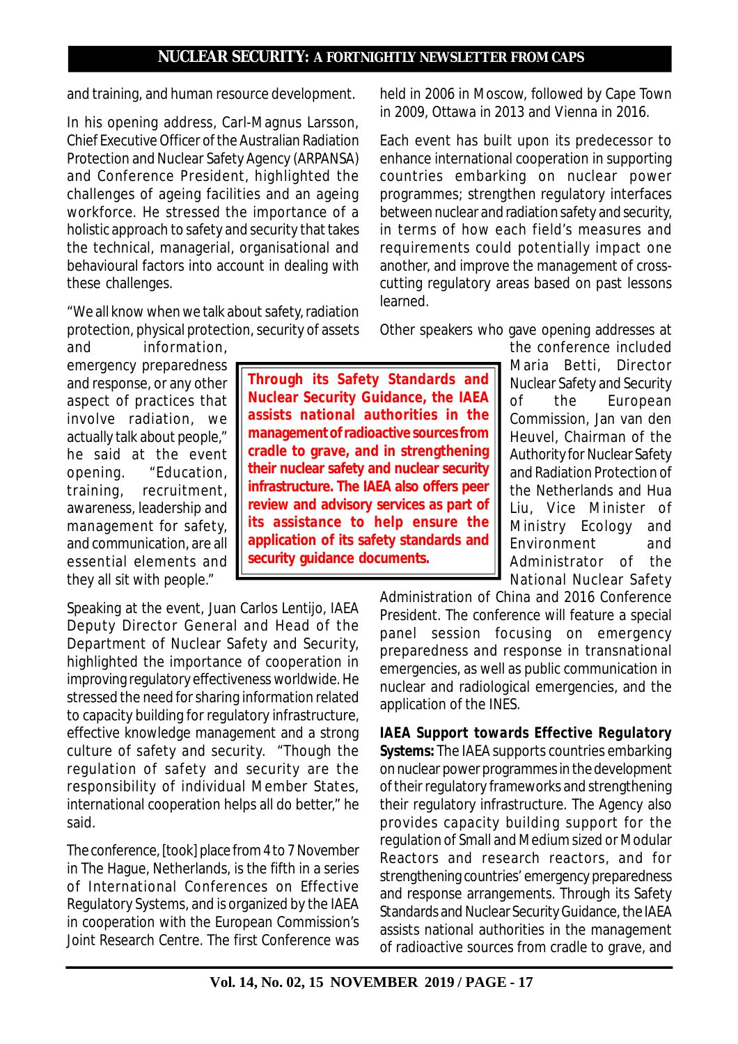and training, and human resource development.

In his opening address, Carl-Magnus Larsson, Chief Executive Officer of the Australian Radiation Protection and Nuclear Safety Agency (ARPANSA) and Conference President, highlighted the challenges of ageing facilities and an ageing workforce. He stressed the importance of a holistic approach to safety and security that takes the technical, managerial, organisational and behavioural factors into account in dealing with these challenges.

"We all know when we talk about safety, radiation protection, physical protection, security of assets and information, emergency preparedness and response, or any other aspect of practices that involve radiation, we actually talk about people," he said at the event opening. "Education, training, recruitment, awareness, leadership and management for safety, and communication, are all essential elements and they all sit with people."

Speaking at the event, Juan Carlos Lentijo, IAEA Deputy Director General and Head of the Department of Nuclear Safety and Security, highlighted the importance of cooperation in improving regulatory effectiveness worldwide. He stressed the need for sharing information related to capacity building for regulatory infrastructure, effective knowledge management and a strong culture of safety and security. "Though the regulation of safety and security are the responsibility of individual Member States, international cooperation helps all do better," he said.

The conference, [took] place from 4 to 7 November in The Hague, Netherlands, is the fifth in a series of International Conferences on Effective Regulatory Systems, and is organized by the IAEA in cooperation with the European Commission's Joint Research Centre. The first Conference was held in 2006 in Moscow, followed by Cape Town in 2009, Ottawa in 2013 and Vienna in 2016.

Each event has built upon its predecessor to enhance international cooperation in supporting countries embarking on nuclear power programmes; strengthen regulatory interfaces between nuclear and radiation safety and security, in terms of how each field's measures and requirements could potentially impact one another, and improve the management of cross-cutting regulatory areas based on past lessons learned.

Other speakers who gave opening addresses at the conference included Maria Betti, Director Nuclear Safety and Security of the European Commission, Jan van den Heuvel, Chairman of the Authority for Nuclear Safety and Radiation Protection of the Netherlands and Hua Liu, Vice Minister of Ministry Ecology and Environment and Administrator of the National Nuclear Safety Administration of China and 2016 Conference President. The conference will feature a special panel session focusing on emergency preparedness and response in transnational emergencies, as well as public communication in nuclear and radiological emergencies, and the application of the INES.

> **Through its Safety Standards and Nuclear Security Guidance, the IAEA assists national authorities in the management of radioactive sources from cradle to grave, and in strengthening their nuclear safety and nuclear security infrastructure. The IAEA also offers peer review and advisory services as part of its assistance to help ensure the application of its safety standards and security guidance documents.**

**IAEA Support towards Effective Regulatory Systems:** The IAEA supports countries embarking on nuclear power programmes in the development of their regulatory frameworks and strengthening their regulatory infrastructure. The Agency also provides capacity building support for the regulation of Small and Medium sized or Modular Reactors and research reactors, and for strengthening countries' emergency preparedness and response arrangements. Through its Safety Standards and Nuclear Security Guidance, the IAEA assists national authorities in the management of radioactive sources from cradle to grave, and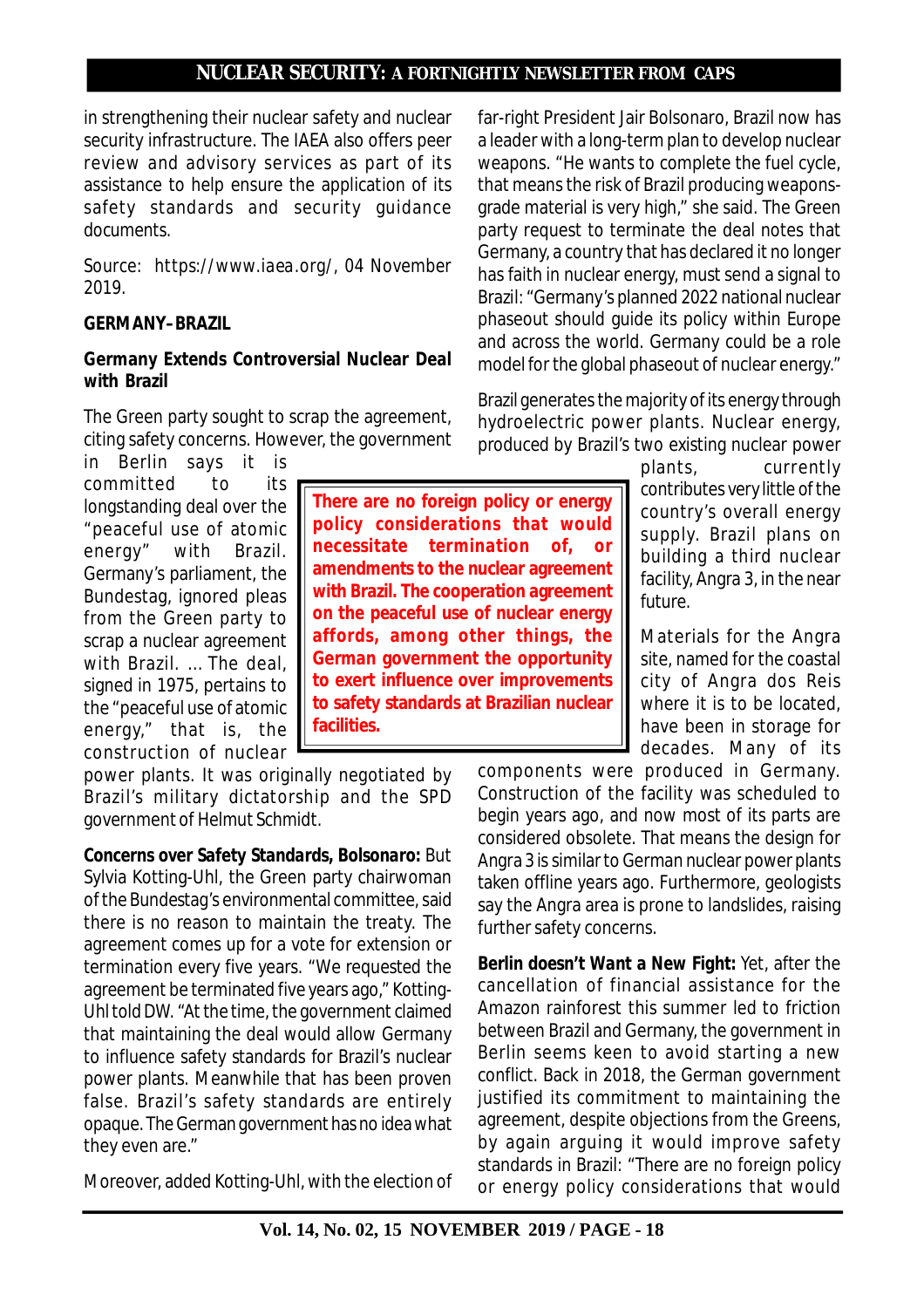in strengthening their nuclear safety and nuclear security infrastructure. The IAEA also offers peer review and advisory services as part of its assistance to help ensure the application of its safety standards and security guidance documents.

Source: https://www.iaea.org/, 04 November 2019.

**GERMANY–BRAZIL**

**Germany Extends Controversial Nuclear Deal with Brazil**

The Green party sought to scrap the agreement, citing safety concerns. However, the government in Berlin says it is committed to its longstanding deal over the "peaceful use of atomic energy" with Brazil. Germany's parliament, the Bundestag, ignored pleas from the Green party to scrap a nuclear agreement with Brazil. ... The deal, signed in 1975, pertains to the "peaceful use of atomic energy," that is, the construction of nuclear power plants. It was originally negotiated by Brazil's military dictatorship and the SPD government of Helmut Schmidt.

**There are no foreign policy or energy policy considerations that would necessitate termination of, or amendments to the nuclear agreement with Brazil. The cooperation agreement on the peaceful use of nuclear energy affords, among other things, the German government the opportunity to exert influence over improvements to safety standards at Brazilian nuclear facilities.**

**Concerns over Safety Standards, Bolsonaro:** But Sylvia Kotting-Uhl, the Green party chairwoman of the Bundestag's environmental committee, said there is no reason to maintain the treaty. The agreement comes up for a vote for extension or termination every five years. "We requested the agreement be terminated five years ago," Kotting-Uhl told DW. "At the time, the government claimed that maintaining the deal would allow Germany to influence safety standards for Brazil's nuclear power plants. Meanwhile that has been proven false. Brazil's safety standards are entirely opaque. The German government has no idea what they even are."

Moreover, added Kotting-Uhl, with the election of far-right President Jair Bolsonaro, Brazil now has a leader with a long-term plan to develop nuclear weapons. "He wants to complete the fuel cycle, that means the risk of Brazil producing weapons-grade material is very high," she said. The Green party request to terminate the deal notes that Germany, a country that has declared it no longer has faith in nuclear energy, must send a signal to Brazil: "Germany's planned 2022 national nuclear phaseout should guide its policy within Europe and across the world. Germany could be a role model for the global phaseout of nuclear energy."

Brazil generates the majority of its energy through hydroelectric power plants. Nuclear energy, produced by Brazil's two existing nuclear power plants, currently contributes very little of the country's overall energy supply. Brazil plans on building a third nuclear facility, Angra 3, in the near future.

Materials for the Angra site, named for the coastal city of Angra dos Reis where it is to be located, have been in storage for decades. Many of its components were produced in Germany. Construction of the facility was scheduled to begin years ago, and now most of its parts are considered obsolete. That means the design for Angra 3 is similar to German nuclear power plants taken offline years ago. Furthermore, geologists say the Angra area is prone to landslides, raising further safety concerns.

**Berlin doesn't Want a New Fight:** Yet, after the cancellation of financial assistance for the Amazon rainforest this summer led to friction between Brazil and Germany, the government in Berlin seems keen to avoid starting a new conflict. Back in 2018, the German government justified its commitment to maintaining the agreement, despite objections from the Greens, by again arguing it would improve safety standards in Brazil: "There are no foreign policy or energy policy considerations that would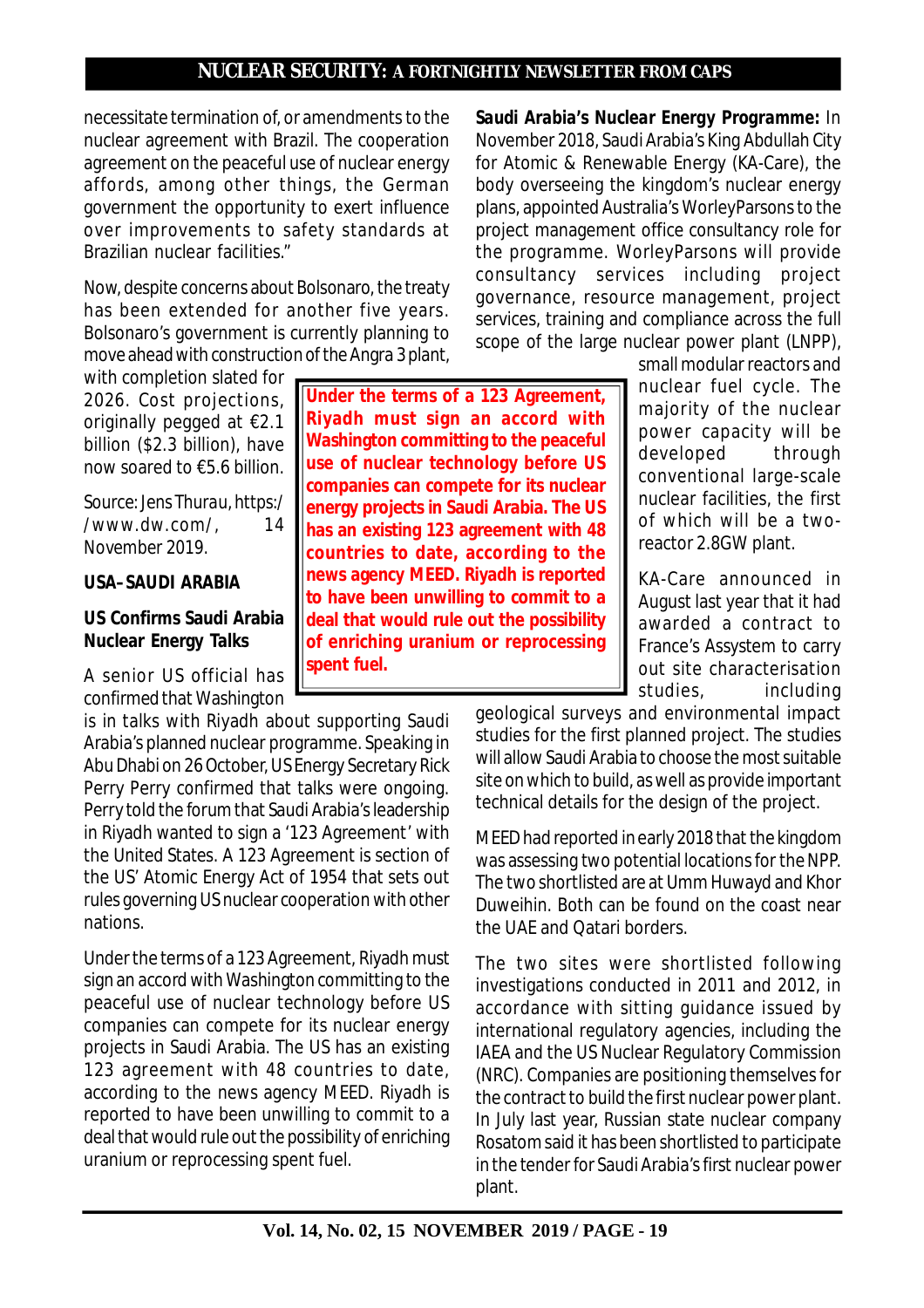necessitate termination of, or amendments to the nuclear agreement with Brazil. The cooperation agreement on the peaceful use of nuclear energy affords, among other things, the German government the opportunity to exert influence over improvements to safety standards at Brazilian nuclear facilities."

Now, despite concerns about Bolsonaro, the treaty has been extended for another five years. Bolsonaro's government is currently planning to move ahead with construction of the Angra 3 plant, with completion slated for 2026. Cost projections, originally pegged at €2.1 billion ($2.3 billion), have now soared to €5.6 billion.

Source: Jens Thurau, https://www.dw.com/, 14 November 2019.

## USA–SAUDI ARABIA

### US Confirms Saudi Arabia Nuclear Energy Talks

A senior US official has confirmed that Washington is in talks with Riyadh about supporting Saudi Arabia's planned nuclear programme. Speaking in Abu Dhabi on 26 October, US Energy Secretary Rick Perry confirmed that talks were ongoing. Perry told the forum that Saudi Arabia's leadership in Riyadh wanted to sign a '123 Agreement' with the United States. A 123 Agreement is section of the US' Atomic Energy Act of 1954 that sets out rules governing US nuclear cooperation with other nations.

**Under the terms of a 123 Agreement, Riyadh must sign an accord with Washington committing to the peaceful use of nuclear technology before US companies can compete for its nuclear energy projects in Saudi Arabia. The US has an existing 123 agreement with 48 countries to date, according to the news agency MEED. Riyadh is reported to have been unwilling to commit to a deal that would rule out the possibility of enriching uranium or reprocessing spent fuel.**

Under the terms of a 123 Agreement, Riyadh must sign an accord with Washington committing to the peaceful use of nuclear technology before US companies can compete for its nuclear energy projects in Saudi Arabia. The US has an existing 123 agreement with 48 countries to date, according to the news agency MEED. Riyadh is reported to have been unwilling to commit to a deal that would rule out the possibility of enriching uranium or reprocessing spent fuel.

**Saudi Arabia's Nuclear Energy Programme:** In November 2018, Saudi Arabia's King Abdullah City for Atomic & Renewable Energy (KA-Care), the body overseeing the kingdom's nuclear energy plans, appointed Australia's WorleyParsons to the project management office consultancy role for the programme. WorleyParsons will provide consultancy services including project governance, resource management, project services, training and compliance across the full scope of the large nuclear power plant (LNPP), small modular reactors and nuclear fuel cycle. The majority of the nuclear power capacity will be developed through conventional large-scale nuclear facilities, the first of which will be a two-reactor 2.8GW plant.

KA-Care announced in August last year that it had awarded a contract to France's Assystem to carry out site characterisation studies, including geological surveys and environmental impact studies for the first planned project. The studies will allow Saudi Arabia to choose the most suitable site on which to build, as well as provide important technical details for the design of the project.

MEED had reported in early 2018 that the kingdom was assessing two potential locations for the NPP. The two shortlisted are at Umm Huwayd and Khor Duweihin. Both can be found on the coast near the UAE and Qatari borders.

The two sites were shortlisted following investigations conducted in 2011 and 2012, in accordance with sitting guidance issued by international regulatory agencies, including the IAEA and the US Nuclear Regulatory Commission (NRC). Companies are positioning themselves for the contract to build the first nuclear power plant. In July last year, Russian state nuclear company Rosatom said it has been shortlisted to participate in the tender for Saudi Arabia's first nuclear power plant.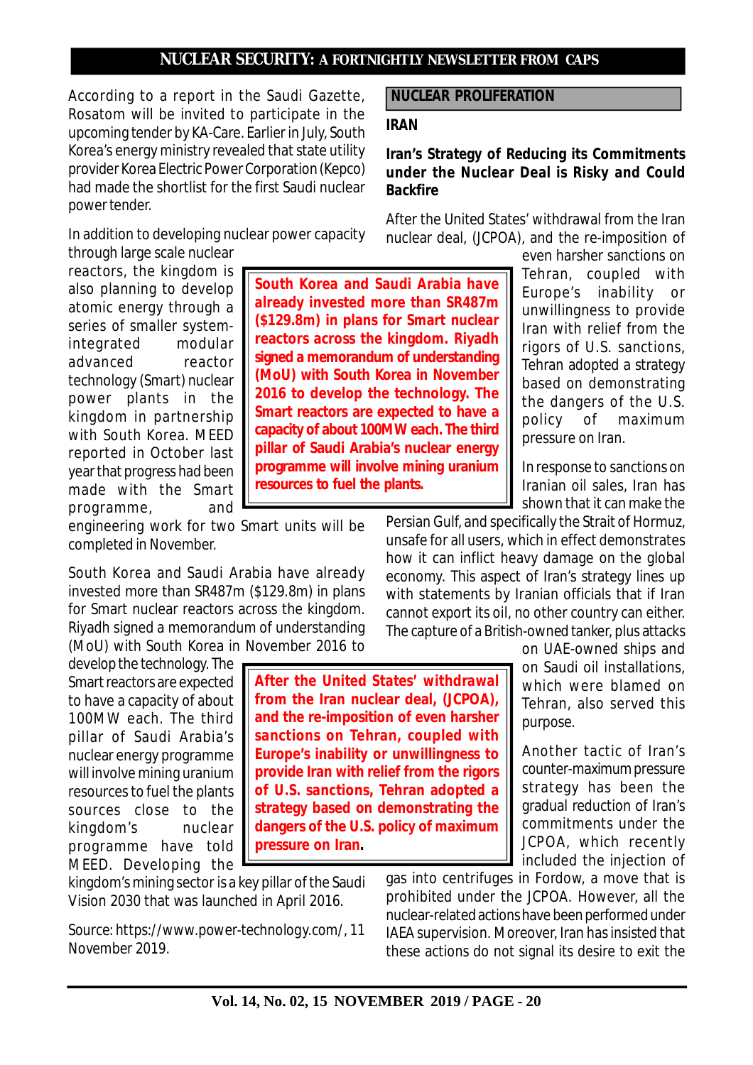According to a report in the Saudi Gazette, Rosatom will be invited to participate in the upcoming tender by KA-Care. Earlier in July, South Korea's energy ministry revealed that state utility provider Korea Electric Power Corporation (Kepco) had made the shortlist for the first Saudi nuclear power tender.

In addition to developing nuclear power capacity through large scale nuclear reactors, the kingdom is also planning to develop atomic energy through a series of smaller system-integrated modular advanced reactor technology (Smart) nuclear power plants in the kingdom in partnership with South Korea. MEED reported in October last year that progress had been made with the Smart programme, and engineering work for two Smart units will be completed in November.

> **South Korea and Saudi Arabia have already invested more than SR487m ($129.8m) in plans for Smart nuclear reactors across the kingdom. Riyadh signed a memorandum of understanding (MoU) with South Korea in November 2016 to develop the technology. The Smart reactors are expected to have a capacity of about 100MW each. The third pillar of Saudi Arabia's nuclear energy programme will involve mining uranium resources to fuel the plants.**

South Korea and Saudi Arabia have already invested more than SR487m ($129.8m) in plans for Smart nuclear reactors across the kingdom. Riyadh signed a memorandum of understanding (MoU) with South Korea in November 2016 to develop the technology. The Smart reactors are expected to have a capacity of about 100MW each. The third pillar of Saudi Arabia's nuclear energy programme will involve mining uranium resources to fuel the plants sources close to the kingdom's nuclear programme have told MEED. Developing the kingdom's mining sector is a key pillar of the Saudi Vision 2030 that was launched in April 2016.

Source: https://www.power-technology.com/, 11 November 2019.

## NUCLEAR PROLIFERATION

### IRAN

### Iran's Strategy of Reducing its Commitments under the Nuclear Deal is Risky and Could Backfire

After the United States' withdrawal from the Iran nuclear deal, (JCPOA), and the re-imposition of even harsher sanctions on Tehran, coupled with Europe's inability or unwillingness to provide Iran with relief from the rigors of U.S. sanctions, Tehran adopted a strategy based on demonstrating the dangers of the U.S. policy of maximum pressure on Iran.

In response to sanctions on Iranian oil sales, Iran has shown that it can make the Persian Gulf, and specifically the Strait of Hormuz, unsafe for all users, which in effect demonstrates how it can inflict heavy damage on the global economy. This aspect of Iran's strategy lines up with statements by Iranian officials that if Iran cannot export its oil, no other country can either. The capture of a British-owned tanker, plus attacks on UAE-owned ships and on Saudi oil installations, which were blamed on Tehran, also served this purpose.

> **After the United States' withdrawal from the Iran nuclear deal, (JCPOA), and the re-imposition of even harsher sanctions on Tehran, coupled with Europe's inability or unwillingness to provide Iran with relief from the rigors of U.S. sanctions, Tehran adopted a strategy based on demonstrating the dangers of the U.S. policy of maximum pressure on Iran.**

Another tactic of Iran's counter-maximum pressure strategy has been the gradual reduction of Iran's commitments under the JCPOA, which recently included the injection of gas into centrifuges in Fordow, a move that is prohibited under the JCPOA. However, all the nuclear-related actions have been performed under IAEA supervision. Moreover, Iran has insisted that these actions do not signal its desire to exit the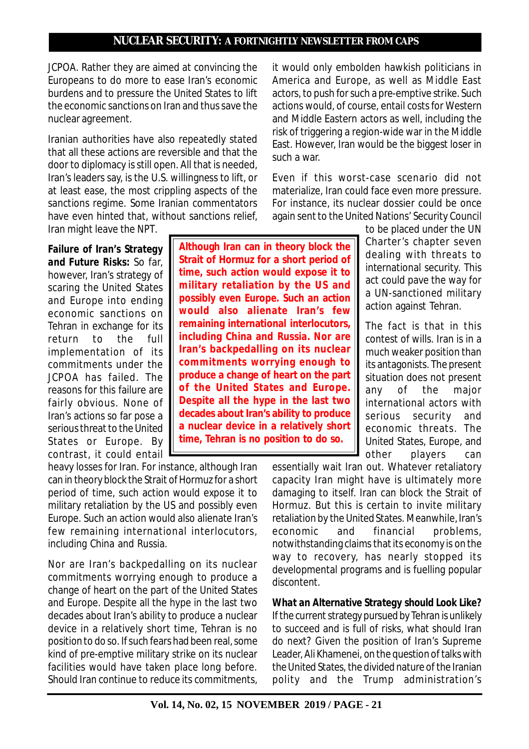JCPOA. Rather they are aimed at convincing the Europeans to do more to ease Iran's economic burdens and to pressure the United States to lift the economic sanctions on Iran and thus save the nuclear agreement.

Iranian authorities have also repeatedly stated that all these actions are reversible and that the door to diplomacy is still open. All that is needed, Iran's leaders say, is the U.S. willingness to lift, or at least ease, the most crippling aspects of the sanctions regime. Some Iranian commentators have even hinted that, without sanctions relief, Iran might leave the NPT.

**Failure of Iran's Strategy and Future Risks:** So far, however, Iran's strategy of scaring the United States and Europe into ending economic sanctions on Tehran in exchange for its return to the full implementation of its commitments under the JCPOA has failed. The reasons for this failure are fairly obvious. None of Iran's actions so far pose a serious threat to the United States or Europe. By contrast, it could entail heavy losses for Iran. For instance, although Iran can in theory block the Strait of Hormuz for a short period of time, such action would expose it to military retaliation by the US and possibly even Europe. Such an action would also alienate Iran's few remaining international interlocutors, including China and Russia.

Nor are Iran's backpedalling on its nuclear commitments worrying enough to produce a change of heart on the part of the United States and Europe. Despite all the hype in the last two decades about Iran's ability to produce a nuclear device in a relatively short time, Tehran is no position to do so. If such fears had been real, some kind of pre-emptive military strike on its nuclear facilities would have taken place long before. Should Iran continue to reduce its commitments, it would only embolden hawkish politicians in America and Europe, as well as Middle East actors, to push for such a pre-emptive strike. Such actions would, of course, entail costs for Western and Middle Eastern actors as well, including the risk of triggering a region-wide war in the Middle East. However, Iran would be the biggest loser in such a war.

Even if this worst-case scenario did not materialize, Iran could face even more pressure. For instance, its nuclear dossier could be once again sent to the United Nations' Security Council to be placed under the UN Charter's chapter seven dealing with threats to international security. This act could pave the way for a UN-sanctioned military action against Tehran.

The fact is that in this contest of wills. Iran is in a much weaker position than its antagonists. The present situation does not present any of the major international actors with serious security and economic threats. The United States, Europe, and other players can essentially wait Iran out. Whatever retaliatory capacity Iran might have is ultimately more damaging to itself. Iran can block the Strait of Hormuz. But this is certain to invite military retaliation by the United States. Meanwhile, Iran's economic and financial problems, notwithstanding claims that its economy is on the way to recovery, has nearly stopped its developmental programs and is fuelling popular discontent.

***What an Alternative Strategy should Look Like?*** If the current strategy pursued by Tehran is unlikely to succeed and is full of risks, what should Iran do next? Given the position of Iran's Supreme Leader, Ali Khamenei, on the question of talks with the United States, the divided nature of the Iranian polity and the Trump administration's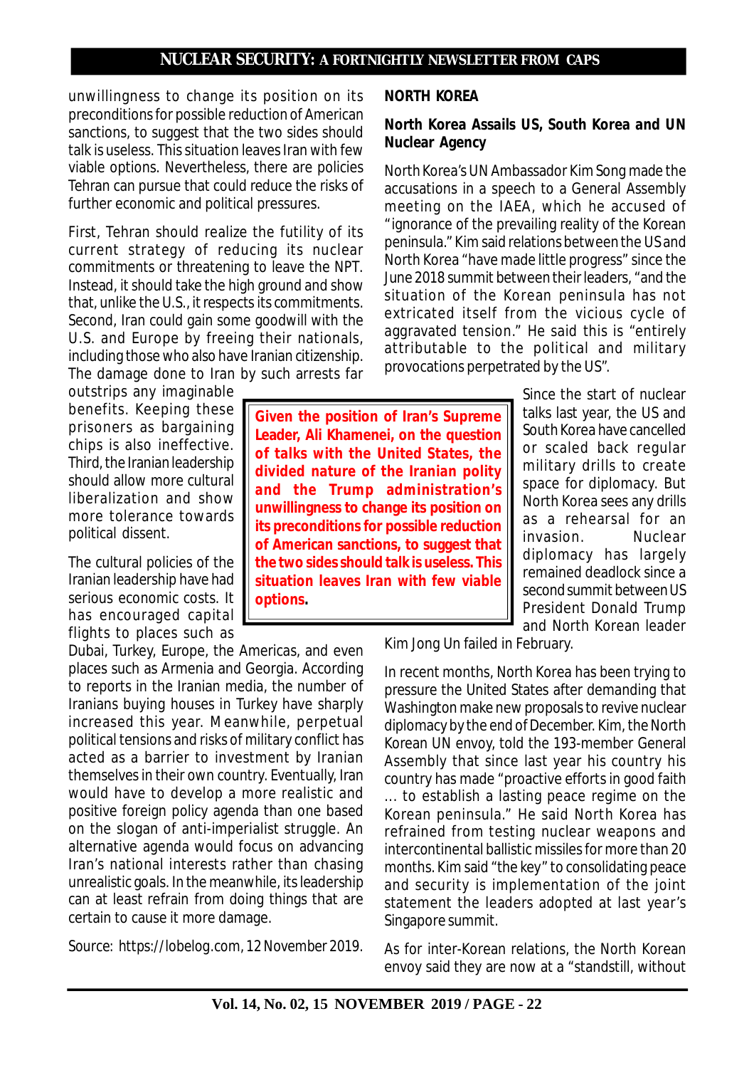unwillingness to change its position on its preconditions for possible reduction of American sanctions, to suggest that the two sides should talk is useless. This situation leaves Iran with few viable options. Nevertheless, there are policies Tehran can pursue that could reduce the risks of further economic and political pressures.

First, Tehran should realize the futility of its current strategy of reducing its nuclear commitments or threatening to leave the NPT. Instead, it should take the high ground and show that, unlike the U.S., it respects its commitments. Second, Iran could gain some goodwill with the U.S. and Europe by freeing their nationals, including those who also have Iranian citizenship. The damage done to Iran by such arrests far outstrips any imaginable benefits. Keeping these prisoners as bargaining chips is also ineffective. Third, the Iranian leadership should allow more cultural liberalization and show more tolerance towards political dissent.

> **Given the position of Iran's Supreme Leader, Ali Khamenei, on the question of talks with the United States, the divided nature of the Iranian polity and the Trump administration's unwillingness to change its position on its preconditions for possible reduction of American sanctions, to suggest that the two sides should talk is useless. This situation leaves Iran with few viable options.**

The cultural policies of the Iranian leadership have had serious economic costs. It has encouraged capital flights to places such as Dubai, Turkey, Europe, the Americas, and even places such as Armenia and Georgia. According to reports in the Iranian media, the number of Iranians buying houses in Turkey have sharply increased this year. Meanwhile, perpetual political tensions and risks of military conflict has acted as a barrier to investment by Iranian themselves in their own country. Eventually, Iran would have to develop a more realistic and positive foreign policy agenda than one based on the slogan of anti-imperialist struggle. An alternative agenda would focus on advancing Iran's national interests rather than chasing unrealistic goals. In the meanwhile, its leadership can at least refrain from doing things that are certain to cause it more damage.

Source: https://lobelog.com, 12 November 2019.

## NORTH KOREA

### North Korea Assails US, South Korea and UN Nuclear Agency

North Korea's UN Ambassador Kim Song made the accusations in a speech to a General Assembly meeting on the IAEA, which he accused of "ignorance of the prevailing reality of the Korean peninsula." Kim said relations between the US and North Korea "have made little progress" since the June 2018 summit between their leaders, "and the situation of the Korean peninsula has not extricated itself from the vicious cycle of aggravated tension." He said this is "entirely attributable to the political and military provocations perpetrated by the US".

Since the start of nuclear talks last year, the US and South Korea have cancelled or scaled back regular military drills to create space for diplomacy. But North Korea sees any drills as a rehearsal for an invasion. Nuclear diplomacy has largely remained deadlock since a second summit between US President Donald Trump and North Korean leader Kim Jong Un failed in February.

In recent months, North Korea has been trying to pressure the United States after demanding that Washington make new proposals to revive nuclear diplomacy by the end of December. Kim, the North Korean UN envoy, told the 193-member General Assembly that since last year his country his country has made "proactive efforts in good faith ... to establish a lasting peace regime on the Korean peninsula." He said North Korea has refrained from testing nuclear weapons and intercontinental ballistic missiles for more than 20 months. Kim said "the key" to consolidating peace and security is implementation of the joint statement the leaders adopted at last year's Singapore summit.

As for inter-Korean relations, the North Korean envoy said they are now at a "standstill, without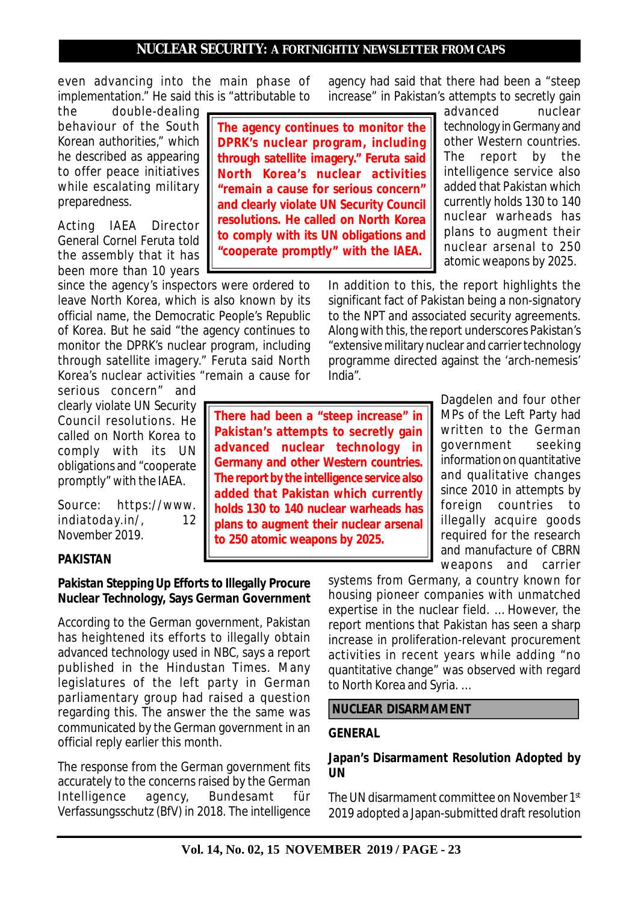even advancing into the main phase of implementation." He said this is "attributable to the double-dealing behaviour of the South Korean authorities," which he described as appearing to offer peace initiatives while escalating military preparedness.

Acting IAEA Director General Cornel Feruta told the assembly that it has been more than 10 years since the agency's inspectors were ordered to leave North Korea, which is also known by its official name, the Democratic People's Republic of Korea. But he said "the agency continues to monitor the DPRK's nuclear program, including through satellite imagery." Feruta said North Korea's nuclear activities "remain a cause for serious concern" and clearly violate UN Security Council resolutions. He called on North Korea to comply with its UN obligations and "cooperate promptly" with the IAEA.

> **The agency continues to monitor the DPRK's nuclear program, including through satellite imagery." Feruta said North Korea's nuclear activities "remain a cause for serious concern" and clearly violate UN Security Council resolutions. He called on North Korea to comply with its UN obligations and "cooperate promptly" with the IAEA.**

Source: https://www.indiatoday.in/, 12 November 2019.

## PAKISTAN

### Pakistan Stepping Up Efforts to Illegally Procure Nuclear Technology, Says German Government

According to the German government, Pakistan has heightened its efforts to illegally obtain advanced technology used in NBC, says a report published in the Hindustan Times. Many legislatures of the left party in German parliamentary group had raised a question regarding this. The answer the the same was communicated by the German government in an official reply earlier this month.

The response from the German government fits accurately to the concerns raised by the German Intelligence agency, Bundesamt für Verfassungsschutz (BfV) in 2018. The intelligence agency had said that there had been a "steep increase" in Pakistan's attempts to secretly gain advanced nuclear technology in Germany and other Western countries. The report by the intelligence service also added that Pakistan which currently holds 130 to 140 nuclear warheads has plans to augment their nuclear arsenal to 250 atomic weapons by 2025.

In addition to this, the report highlights the significant fact of Pakistan being a non-signatory to the NPT and associated security agreements. Along with this, the report underscores Pakistan's "extensive military nuclear and carrier technology programme directed against the 'arch-nemesis' India".

> **There had been a "steep increase" in Pakistan's attempts to secretly gain advanced nuclear technology in Germany and other Western countries. The report by the intelligence service also added that Pakistan which currently holds 130 to 140 nuclear warheads has plans to augment their nuclear arsenal to 250 atomic weapons by 2025.**

Dagdelen and four other MPs of the Left Party had written to the German government seeking information on quantitative and qualitative changes since 2010 in attempts by foreign countries to illegally acquire goods required for the research and manufacture of CBRN weapons and carrier systems from Germany, a country known for housing pioneer companies with unmatched expertise in the nuclear field. ... However, the report mentions that Pakistan has seen a sharp increase in proliferation-relevant procurement activities in recent years while adding "no quantitative change" was observed with regard to North Korea and Syria. ...

## NUCLEAR DISARMAMENT

## GENERAL

### Japan's Disarmament Resolution Adopted by UN

The UN disarmament committee on November 1st 2019 adopted a Japan-submitted draft resolution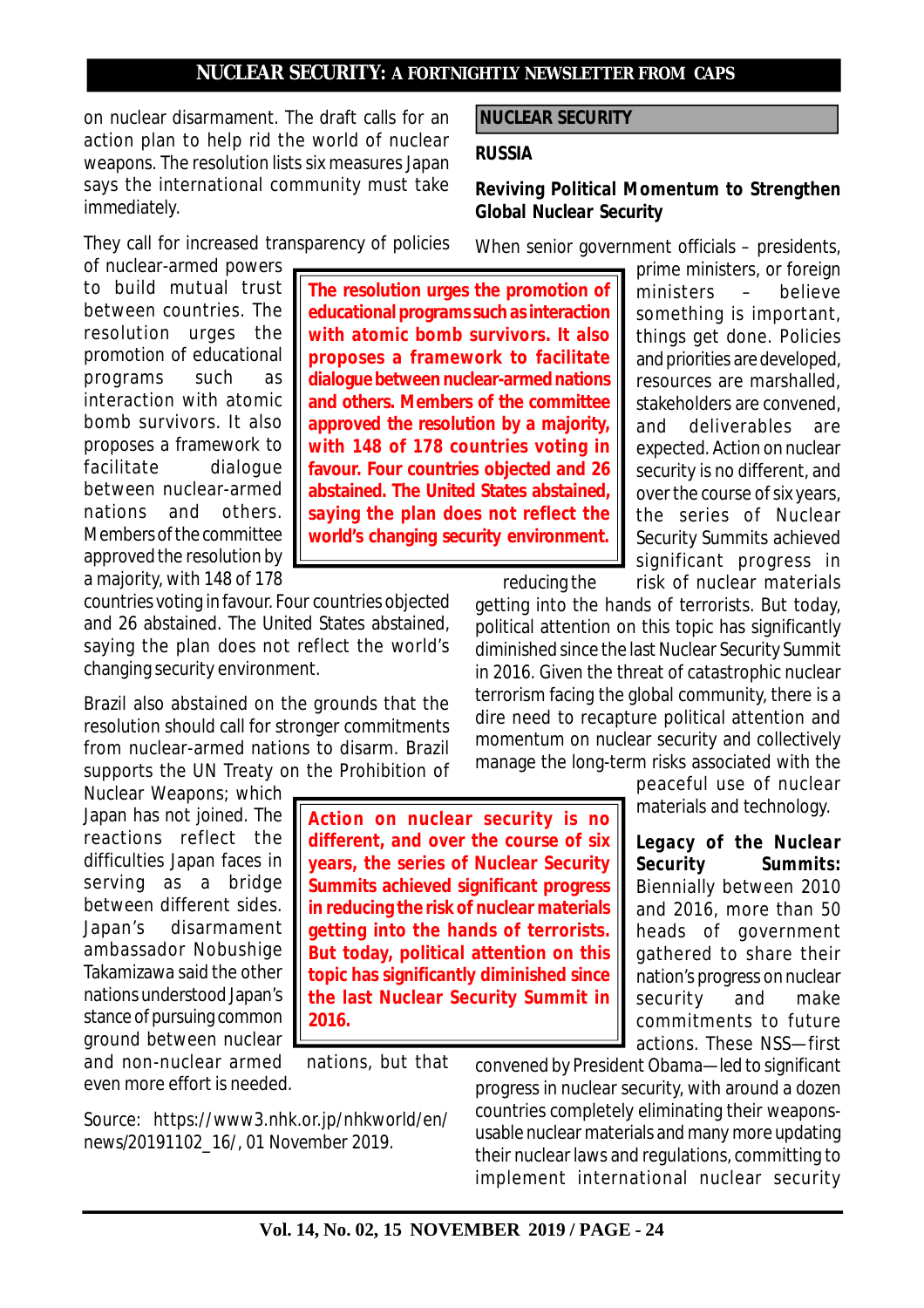on nuclear disarmament. The draft calls for an action plan to help rid the world of nuclear weapons. The resolution lists six measures Japan says the international community must take immediately.

They call for increased transparency of policies of nuclear-armed powers to build mutual trust between countries. The resolution urges the promotion of educational programs such as interaction with atomic bomb survivors. It also proposes a framework to facilitate dialogue between nuclear-armed nations and others. Members of the committee approved the resolution by a majority, with 148 of 178 countries voting in favour. Four countries objected and 26 abstained. The United States abstained, saying the plan does not reflect the world's changing security environment.

> **The resolution urges the promotion of educational programs such as interaction with atomic bomb survivors. It also proposes a framework to facilitate dialogue between nuclear-armed nations and others. Members of the committee approved the resolution by a majority, with 148 of 178 countries voting in favour. Four countries objected and 26 abstained. The United States abstained, saying the plan does not reflect the world's changing security environment.**

Brazil also abstained on the grounds that the resolution should call for stronger commitments from nuclear-armed nations to disarm. Brazil supports the UN Treaty on the Prohibition of Nuclear Weapons; which Japan has not joined. The reactions reflect the difficulties Japan faces in serving as a bridge between different sides. Japan's disarmament ambassador Nobushige Takamizawa said the other nations understood Japan's stance of pursuing common ground between nuclear and non-nuclear armed nations, but that even more effort is needed.

Source: https://www3.nhk.or.jp/nhkworld/en/news/20191102_16/, 01 November 2019.

## NUCLEAR SECURITY

### RUSSIA

#### Reviving Political Momentum to Strengthen Global Nuclear Security

When senior government officials – presidents, prime ministers, or foreign ministers – believe something is important, things get done. Policies and priorities are developed, resources are marshalled, stakeholders are convened, and deliverables are expected. Action on nuclear security is no different, and over the course of six years, the series of Nuclear Security Summits achieved significant progress in reducing the risk of nuclear materials getting into the hands of terrorists. But today, political attention on this topic has significantly diminished since the last Nuclear Security Summit in 2016. Given the threat of catastrophic nuclear terrorism facing the global community, there is a dire need to recapture political attention and momentum on nuclear security and collectively manage the long-term risks associated with the peaceful use of nuclear materials and technology.

> **Action on nuclear security is no different, and over the course of six years, the series of Nuclear Security Summits achieved significant progress in reducing the risk of nuclear materials getting into the hands of terrorists. But today, political attention on this topic has significantly diminished since the last Nuclear Security Summit in 2016.**

**Legacy of the Nuclear Security Summits:** Biennially between 2010 and 2016, more than 50 heads of government gathered to share their nation's progress on nuclear security and make commitments to future actions. These NSS—first convened by President Obama—led to significant progress in nuclear security, with around a dozen countries completely eliminating their weapons-usable nuclear materials and many more updating their nuclear laws and regulations, committing to implement international nuclear security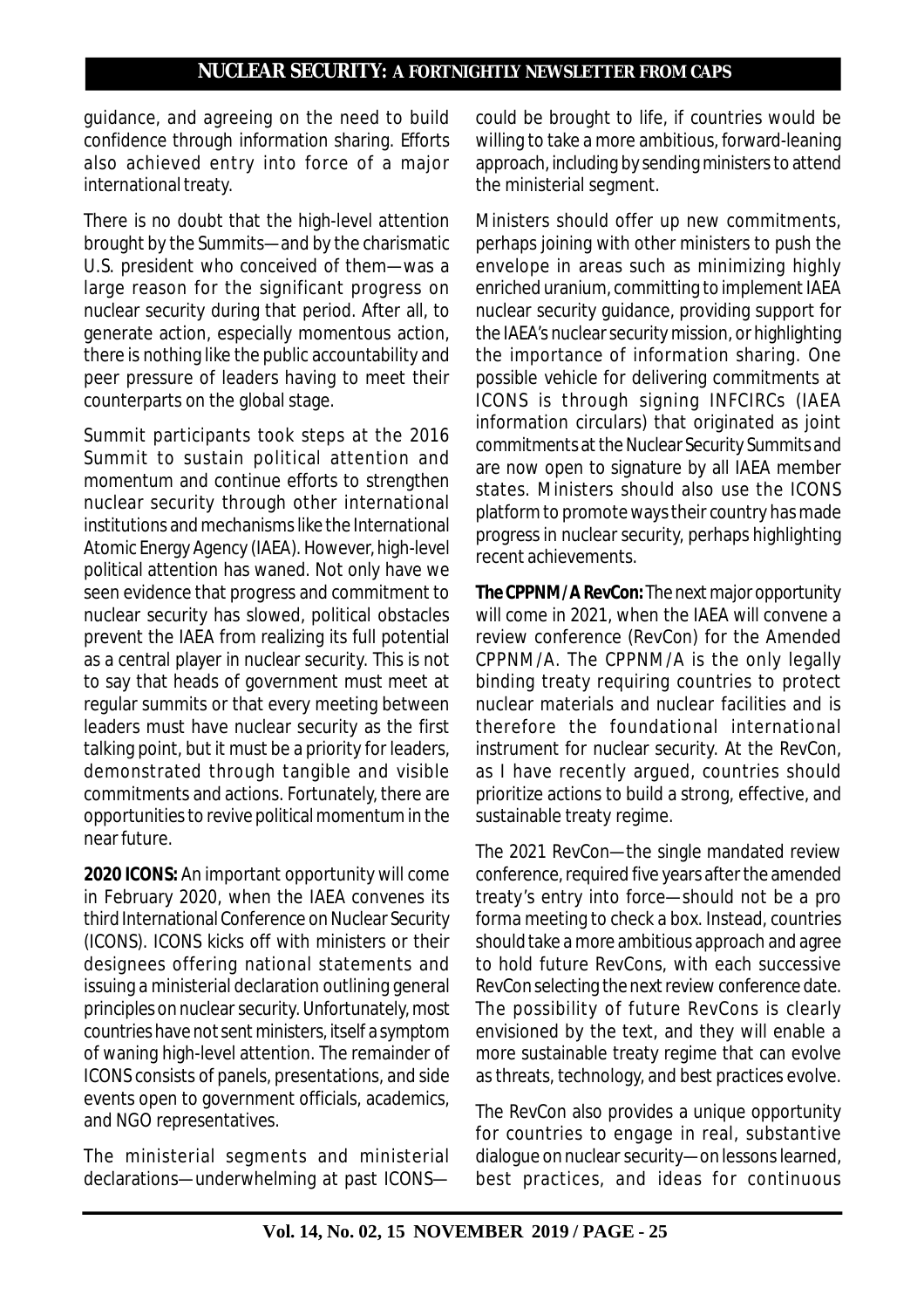guidance, and agreeing on the need to build confidence through information sharing. Efforts also achieved entry into force of a major international treaty.

There is no doubt that the high-level attention brought by the Summits—and by the charismatic U.S. president who conceived of them—was a large reason for the significant progress on nuclear security during that period. After all, to generate action, especially momentous action, there is nothing like the public accountability and peer pressure of leaders having to meet their counterparts on the global stage.

Summit participants took steps at the 2016 Summit to sustain political attention and momentum and continue efforts to strengthen nuclear security through other international institutions and mechanisms like the International Atomic Energy Agency (IAEA). However, high-level political attention has waned. Not only have we seen evidence that progress and commitment to nuclear security has slowed, political obstacles prevent the IAEA from realizing its full potential as a central player in nuclear security. This is not to say that heads of government must meet at regular summits or that every meeting between leaders must have nuclear security as the first talking point, but it must be a priority for leaders, demonstrated through tangible and visible commitments and actions. Fortunately, there are opportunities to revive political momentum in the near future.

**2020 ICONS:** An important opportunity will come in February 2020, when the IAEA convenes its third International Conference on Nuclear Security (ICONS). ICONS kicks off with ministers or their designees offering national statements and issuing a ministerial declaration outlining general principles on nuclear security. Unfortunately, most countries have not sent ministers, itself a symptom of waning high-level attention. The remainder of ICONS consists of panels, presentations, and side events open to government officials, academics, and NGO representatives.

The ministerial segments and ministerial declarations—underwhelming at past ICONS—could be brought to life, if countries would be willing to take a more ambitious, forward-leaning approach, including by sending ministers to attend the ministerial segment.

Ministers should offer up new commitments, perhaps joining with other ministers to push the envelope in areas such as minimizing highly enriched uranium, committing to implement IAEA nuclear security guidance, providing support for the IAEA's nuclear security mission, or highlighting the importance of information sharing. One possible vehicle for delivering commitments at ICONS is through signing INFCIRCs (IAEA information circulars) that originated as joint commitments at the Nuclear Security Summits and are now open to signature by all IAEA member states. Ministers should also use the ICONS platform to promote ways their country has made progress in nuclear security, perhaps highlighting recent achievements.

**The CPPNM/A RevCon:** The next major opportunity will come in 2021, when the IAEA will convene a review conference (RevCon) for the Amended CPPNM/A. The CPPNM/A is the only legally binding treaty requiring countries to protect nuclear materials and nuclear facilities and is therefore the foundational international instrument for nuclear security. At the RevCon, as I have recently argued, countries should prioritize actions to build a strong, effective, and sustainable treaty regime.

The 2021 RevCon—the single mandated review conference, required five years after the amended treaty's entry into force—should not be a pro forma meeting to check a box. Instead, countries should take a more ambitious approach and agree to hold future RevCons, with each successive RevCon selecting the next review conference date. The possibility of future RevCons is clearly envisioned by the text, and they will enable a more sustainable treaty regime that can evolve as threats, technology, and best practices evolve.

The RevCon also provides a unique opportunity for countries to engage in real, substantive dialogue on nuclear security—on lessons learned, best practices, and ideas for continuous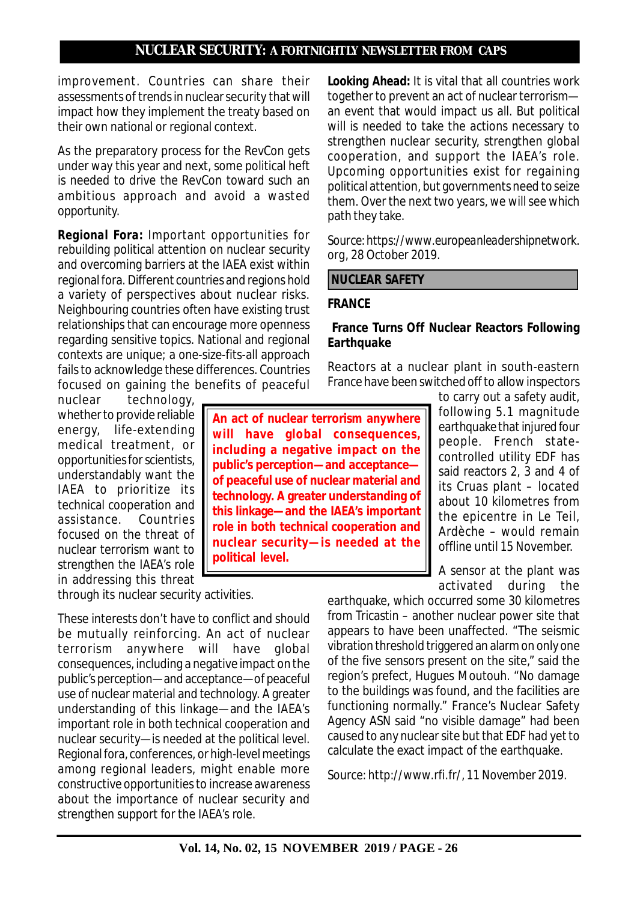improvement. Countries can share their assessments of trends in nuclear security that will impact how they implement the treaty based on their own national or regional context.

As the preparatory process for the RevCon gets under way this year and next, some political heft is needed to drive the RevCon toward such an ambitious approach and avoid a wasted opportunity.

**Regional Fora:** Important opportunities for rebuilding political attention on nuclear security and overcoming barriers at the IAEA exist within regional fora. Different countries and regions hold a variety of perspectives about nuclear risks. Neighbouring countries often have existing trust relationships that can encourage more openness regarding sensitive topics. National and regional contexts are unique; a one-size-fits-all approach fails to acknowledge these differences. Countries focused on gaining the benefits of peaceful nuclear technology, whether to provide reliable energy, life-extending medical treatment, or opportunities for scientists, understandably want the IAEA to prioritize its technical cooperation and assistance. Countries focused on the threat of nuclear terrorism want to strengthen the IAEA's role in addressing this threat through its nuclear security activities.

> **An act of nuclear terrorism anywhere will have global consequences, including a negative impact on the public's perception—and acceptance—of peaceful use of nuclear material and technology. A greater understanding of this linkage—and the IAEA's important role in both technical cooperation and nuclear security—is needed at the political level.**

These interests don't have to conflict and should be mutually reinforcing. An act of nuclear terrorism anywhere will have global consequences, including a negative impact on the public's perception—and acceptance—of peaceful use of nuclear material and technology. A greater understanding of this linkage—and the IAEA's important role in both technical cooperation and nuclear security—is needed at the political level. Regional fora, conferences, or high-level meetings among regional leaders, might enable more constructive opportunities to increase awareness about the importance of nuclear security and strengthen support for the IAEA's role.

**Looking Ahead:** It is vital that all countries work together to prevent an act of nuclear terrorism—an event that would impact us all. But political will is needed to take the actions necessary to strengthen nuclear security, strengthen global cooperation, and support the IAEA's role. Upcoming opportunities exist for regaining political attention, but governments need to seize them. Over the next two years, we will see which path they take.

Source: https://www.europeanleadershipnetwork.org, 28 October 2019.

## NUCLEAR SAFETY

### FRANCE

### France Turns Off Nuclear Reactors Following Earthquake

Reactors at a nuclear plant in south-eastern France have been switched off to allow inspectors to carry out a safety audit, following 5.1 magnitude earthquake that injured four people. French state-controlled utility EDF has said reactors 2, 3 and 4 of its Cruas plant – located about 10 kilometres from the epicentre in Le Teil, Ardèche – would remain offline until 15 November.

A sensor at the plant was activated during the earthquake, which occurred some 30 kilometres from Tricastin – another nuclear power site that appears to have been unaffected. "The seismic vibration threshold triggered an alarm on only one of the five sensors present on the site," said the region's prefect, Hugues Moutouh. "No damage to the buildings was found, and the facilities are functioning normally." France's Nuclear Safety Agency ASN said "no visible damage" had been caused to any nuclear site but that EDF had yet to calculate the exact impact of the earthquake.

Source: http://www.rfi.fr/, 11 November 2019.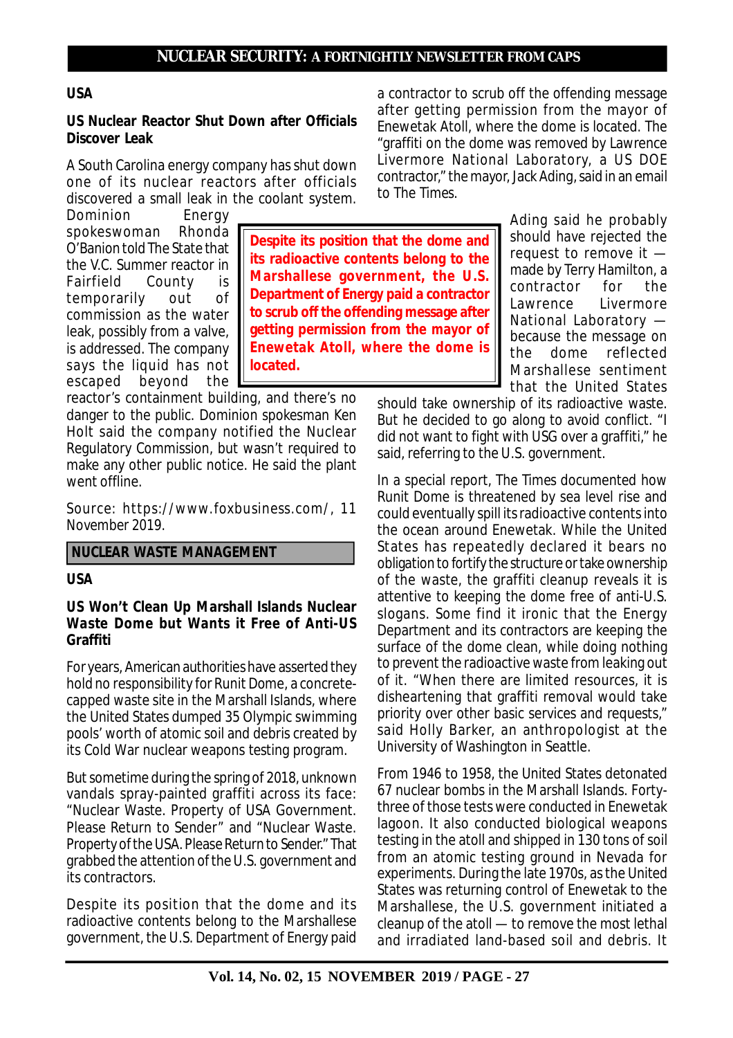## USA

### US Nuclear Reactor Shut Down after Officials Discover Leak

A South Carolina energy company has shut down one of its nuclear reactors after officials discovered a small leak in the coolant system. Dominion Energy spokeswoman Rhonda O'Banion told The State that the V.C. Summer reactor in Fairfield County is temporarily out of commission as the water leak, possibly from a valve, is addressed. The company says the liquid has not escaped beyond the reactor's containment building, and there's no danger to the public. Dominion spokesman Ken Holt said the company notified the Nuclear Regulatory Commission, but wasn't required to make any other public notice. He said the plant went offline.

Source: https://www.foxbusiness.com/, 11 November 2019.

## NUCLEAR WASTE MANAGEMENT

## USA

### US Won't Clean Up Marshall Islands Nuclear Waste Dome but Wants it Free of Anti-US Graffiti

For years, American authorities have asserted they hold no responsibility for Runit Dome, a concrete-capped waste site in the Marshall Islands, where the United States dumped 35 Olympic swimming pools' worth of atomic soil and debris created by its Cold War nuclear weapons testing program.

But sometime during the spring of 2018, unknown vandals spray-painted graffiti across its face: "Nuclear Waste. Property of USA Government. Please Return to Sender" and "Nuclear Waste. Property of the USA. Please Return to Sender." That grabbed the attention of the U.S. government and its contractors.

Despite its position that the dome and its radioactive contents belong to the Marshallese government, the U.S. Department of Energy paid a contractor to scrub off the offending message after getting permission from the mayor of Enewetak Atoll, where the dome is located. The "graffiti on the dome was removed by Lawrence Livermore National Laboratory, a US DOE contractor," the mayor, Jack Ading, said in an email to The Times.

> **Despite its position that the dome and its radioactive contents belong to the Marshallese government, the U.S. Department of Energy paid a contractor to scrub off the offending message after getting permission from the mayor of Enewetak Atoll, where the dome is located.**

Ading said he probably should have rejected the request to remove it — made by Terry Hamilton, a contractor for the Lawrence Livermore National Laboratory — because the message on the dome reflected Marshallese sentiment that the United States should take ownership of its radioactive waste. But he decided to go along to avoid conflict. "I did not want to fight with USG over a graffiti," he said, referring to the U.S. government.

In a special report, The Times documented how Runit Dome is threatened by sea level rise and could eventually spill its radioactive contents into the ocean around Enewetak. While the United States has repeatedly declared it bears no obligation to fortify the structure or take ownership of the waste, the graffiti cleanup reveals it is attentive to keeping the dome free of anti-U.S. slogans. Some find it ironic that the Energy Department and its contractors are keeping the surface of the dome clean, while doing nothing to prevent the radioactive waste from leaking out of it. "When there are limited resources, it is disheartening that graffiti removal would take priority over other basic services and requests," said Holly Barker, an anthropologist at the University of Washington in Seattle.

From 1946 to 1958, the United States detonated 67 nuclear bombs in the Marshall Islands. Forty-three of those tests were conducted in Enewetak lagoon. It also conducted biological weapons testing in the atoll and shipped in 130 tons of soil from an atomic testing ground in Nevada for experiments. During the late 1970s, as the United States was returning control of Enewetak to the Marshallese, the U.S. government initiated a cleanup of the atoll — to remove the most lethal and irradiated land-based soil and debris. It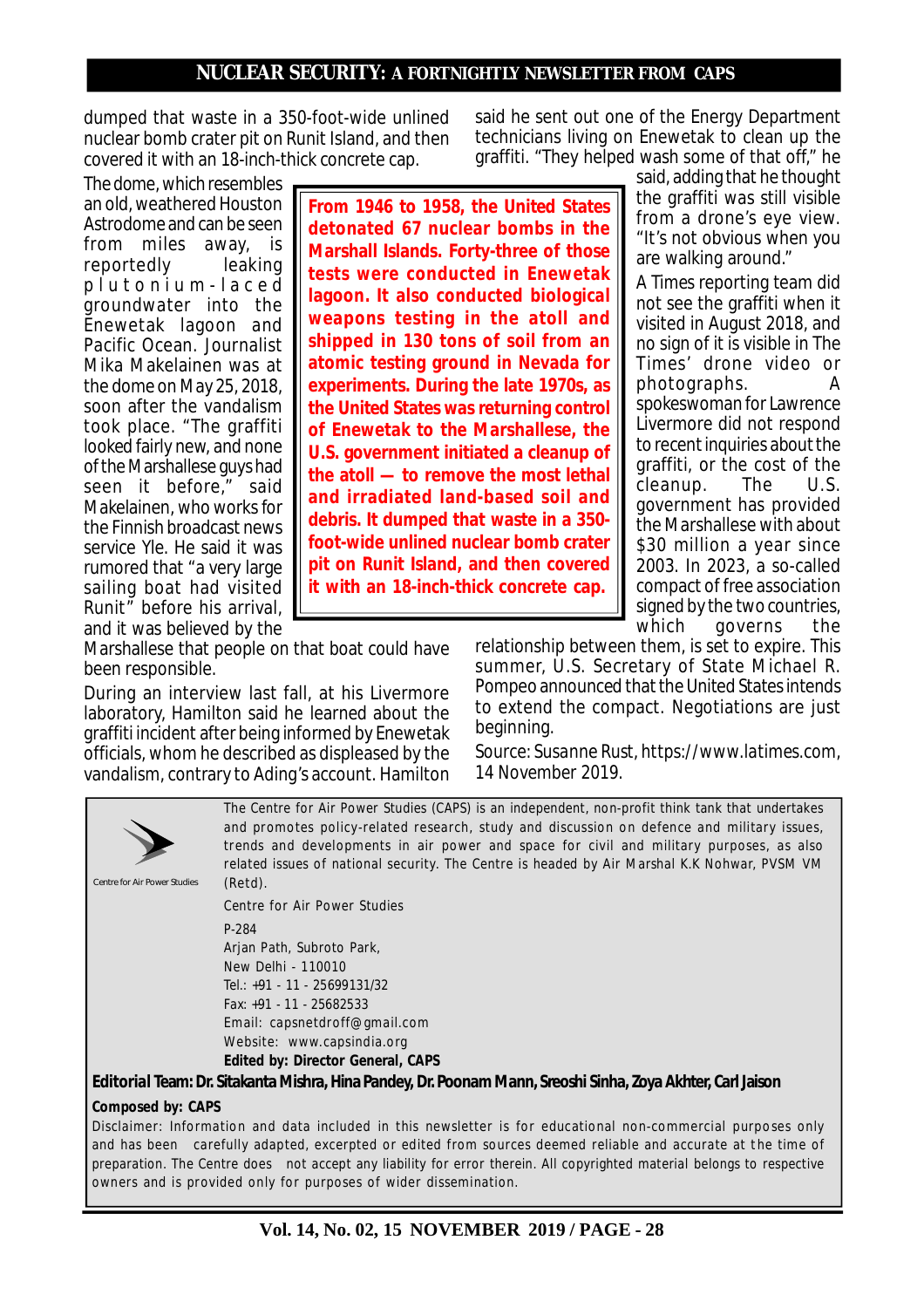dumped that waste in a 350-foot-wide unlined nuclear bomb crater pit on Runit Island, and then covered it with an 18-inch-thick concrete cap.

The dome, which resembles an old, weathered Houston Astrodome and can be seen from miles away, is reportedly leaking plutonium-laced groundwater into the Enewetak lagoon and Pacific Ocean. Journalist Mika Makelainen was at the dome on May 25, 2018, soon after the vandalism took place. "The graffiti looked fairly new, and none of the Marshallese guys had seen it before," said Makelainen, who works for the Finnish broadcast news service Yle. He said it was rumored that "a very large sailing boat had visited Runit" before his arrival, and it was believed by the Marshallese that people on that boat could have been responsible.

**From 1946 to 1958, the United States detonated 67 nuclear bombs in the Marshall Islands. Forty-three of those tests were conducted in Enewetak lagoon. It also conducted biological weapons testing in the atoll and shipped in 130 tons of soil from an atomic testing ground in Nevada for experiments. During the late 1970s, as the United States was returning control of Enewetak to the Marshallese, the U.S. government initiated a cleanup of the atoll — to remove the most lethal and irradiated land-based soil and debris. It dumped that waste in a 350-foot-wide unlined nuclear bomb crater pit on Runit Island, and then covered it with an 18-inch-thick concrete cap.**

During an interview last fall, at his Livermore laboratory, Hamilton said he learned about the graffiti incident after being informed by Enewetak officials, whom he described as displeased by the vandalism, contrary to Ading's account. Hamilton said he sent out one of the Energy Department technicians living on Enewetak to clean up the graffiti. "They helped wash some of that off," he said, adding that he thought the graffiti was still visible from a drone's eye view. "It's not obvious when you are walking around."

A Times reporting team did not see the graffiti when it visited in August 2018, and no sign of it is visible in The Times' drone video or photographs. A spokeswoman for Lawrence Livermore did not respond to recent inquiries about the graffiti, or the cost of the cleanup. The U.S. government has provided the Marshallese with about $30 million a year since 2003. In 2023, a so-called compact of free association signed by the two countries, which governs the relationship between them, is set to expire. This summer, U.S. Secretary of State Michael R. Pompeo announced that the United States intends to extend the compact. Negotiations are just beginning.

Source: Susanne Rust, https://www.latimes.com, 14 November 2019.

---

Centre for Air Power Studies

The Centre for Air Power Studies (CAPS) is an independent, non-profit think tank that undertakes and promotes policy-related research, study and discussion on defence and military issues, trends and developments in air power and space for civil and military purposes, as also related issues of national security. The Centre is headed by Air Marshal K.K Nohwar, PVSM VM (Retd).

Centre for Air Power Studies

P-284
Arjan Path, Subroto Park,
New Delhi - 110010
Tel.: +91 - 11 - 25699131/32
Fax: +91 - 11 - 25682533
Email: capsnetdroff@gmail.com
Website: www.capsindia.org

**Edited by: Director General, CAPS**

**Editorial Team: Dr. Sitakanta Mishra, Hina Pandey, Dr. Poonam Mann, Sreoshi Sinha, Zoya Akhter, Carl Jaison**

**Composed by: CAPS**

Disclaimer: Information and data included in this newsletter is for educational non-commercial purposes only and has been carefully adapted, excerpted or edited from sources deemed reliable and accurate at the time of preparation. The Centre does not accept any liability for error therein. All copyrighted material belongs to respective owners and is provided only for purposes of wider dissemination.